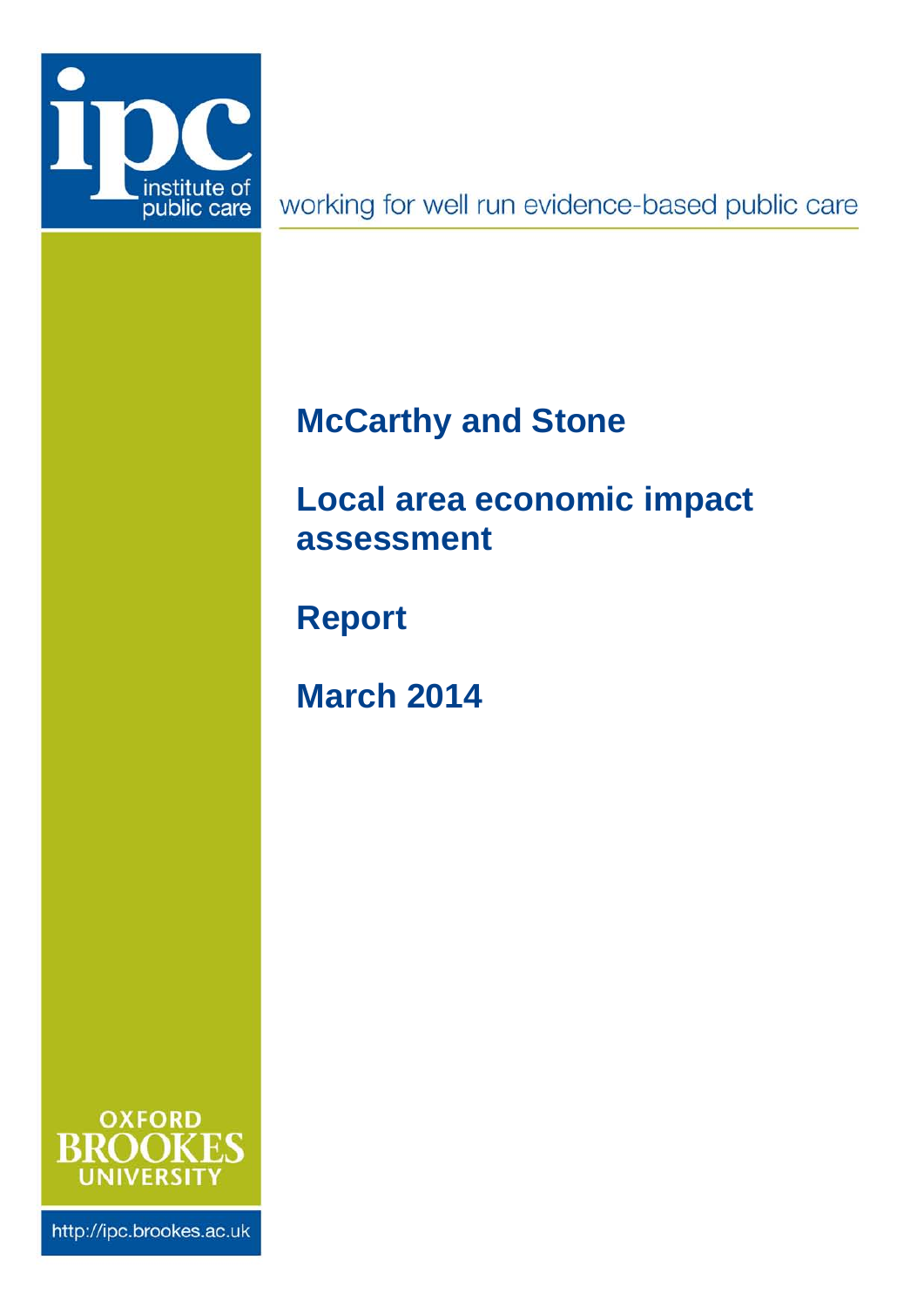ipc institute of public care

working for well run evidence-based public care

# McCarthy and Stone

# Local area economic impact assessment

# Report

# March 2014

OXFORD BROOKES UNIVERSITY

http://ipc.brookes.ac.uk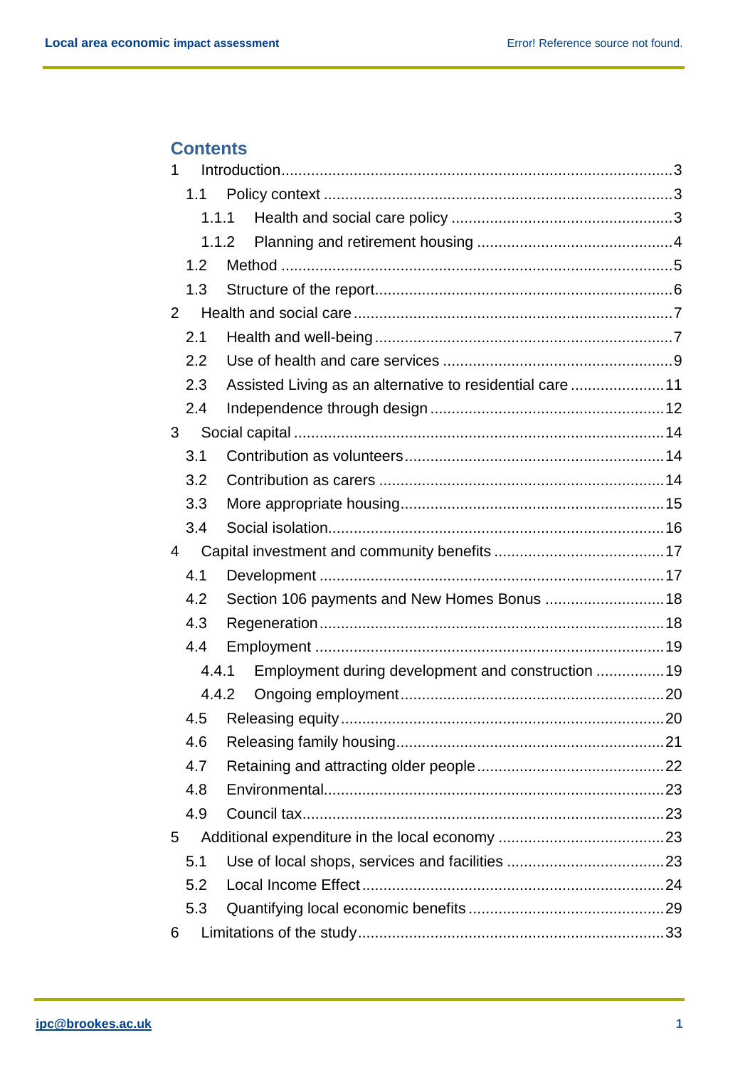## Contents

1 Introduction.......................................................................................3
  1.1 Policy context ..............................................................................3
    1.1.1 Health and social care policy ..................................................3
    1.1.2 Planning and retirement housing ............................................4
  1.2 Method .......................................................................................5
  1.3 Structure of the report.................................................................6
2 Health and social care .......................................................................7
  2.1 Health and well-being ..................................................................7
  2.2 Use of health and care services ..................................................9
  2.3 Assisted Living as an alternative to residential care ....................11
  2.4 Independence through design ....................................................12
3 Social capital ....................................................................................14
  3.1 Contribution as volunteers ..........................................................14
  3.2 Contribution as carers ................................................................14
  3.3 More appropriate housing...........................................................15
  3.4 Social isolation............................................................................16
4 Capital investment and community benefits ......................................17
  4.1 Development ..............................................................................17
  4.2 Section 106 payments and New Homes Bonus ..........................18
  4.3 Regeneration..............................................................................18
  4.4 Employment ...............................................................................19
    4.4.1 Employment during development and construction ...............19
    4.4.2 Ongoing employment............................................................20
  4.5 Releasing equity.........................................................................20
  4.6 Releasing family housing.............................................................21
  4.7 Retaining and attracting older people ..........................................22
  4.8 Environmental.............................................................................23
  4.9 Council tax..................................................................................23
5 Additional expenditure in the local economy ......................................23
  5.1 Use of local shops, services and facilities ...................................23
  5.2 Local Income Effect ....................................................................24
  5.3 Quantifying local economic benefits ............................................29
6 Limitations of the study.....................................................................33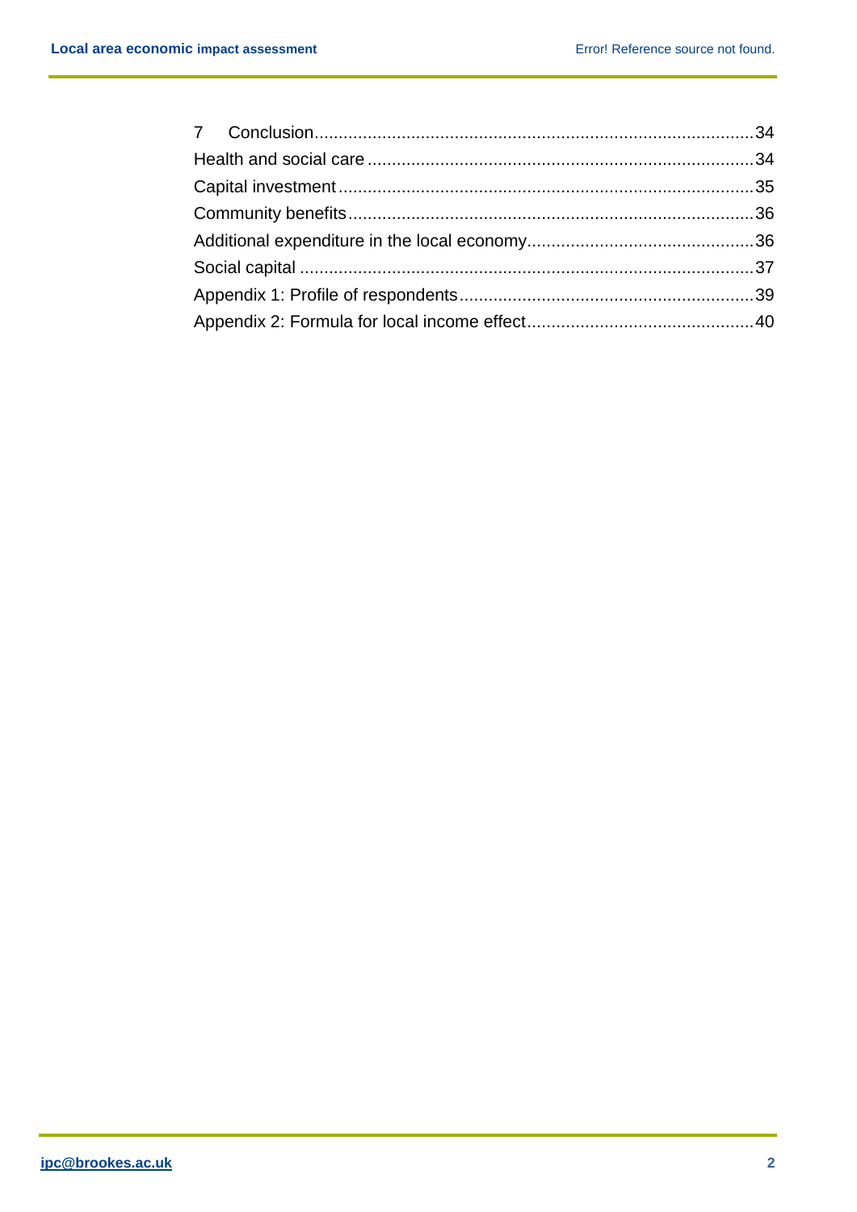7 Conclusion..........34
Health and social care..........34
Capital investment..........35
Community benefits..........36
Additional expenditure in the local economy..........36
Social capital..........37
Appendix 1: Profile of respondents..........39
Appendix 2: Formula for local income effect..........40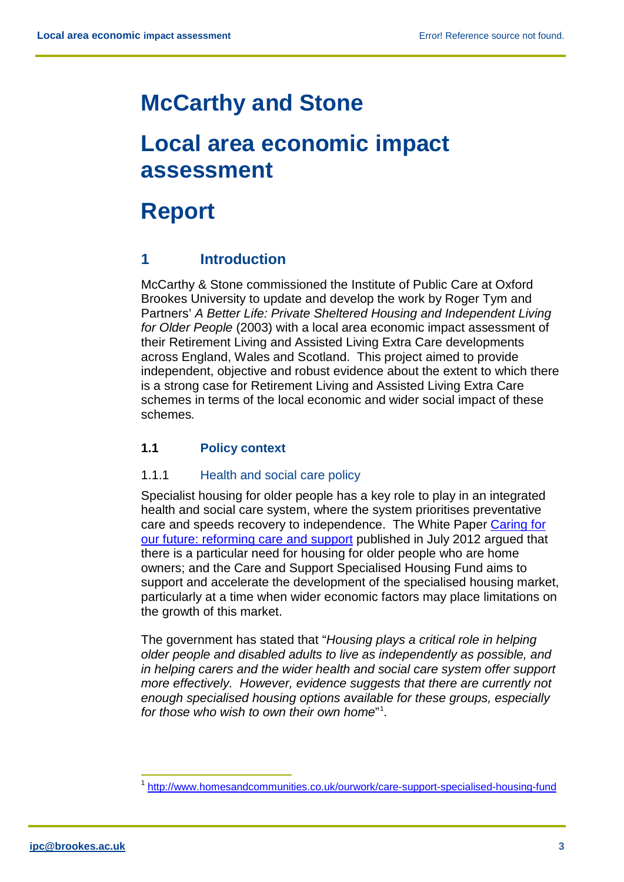# McCarthy and Stone

# Local area economic impact assessment

# Report

## 1 Introduction

McCarthy & Stone commissioned the Institute of Public Care at Oxford Brookes University to update and develop the work by Roger Tym and Partners' *A Better Life: Private Sheltered Housing and Independent Living for Older People* (2003) with a local area economic impact assessment of their Retirement Living and Assisted Living Extra Care developments across England, Wales and Scotland. This project aimed to provide independent, objective and robust evidence about the extent to which there is a strong case for Retirement Living and Assisted Living Extra Care schemes in terms of the local economic and wider social impact of these schemes.

### 1.1 Policy context

#### 1.1.1 Health and social care policy

Specialist housing for older people has a key role to play in an integrated health and social care system, where the system prioritises preventative care and speeds recovery to independence. The White Paper Caring for our future: reforming care and support published in July 2012 argued that there is a particular need for housing for older people who are home owners; and the Care and Support Specialised Housing Fund aims to support and accelerate the development of the specialised housing market, particularly at a time when wider economic factors may place limitations on the growth of this market.

The government has stated that "*Housing plays a critical role in helping older people and disabled adults to live as independently as possible, and in helping carers and the wider health and social care system offer support more effectively. However, evidence suggests that there are currently not enough specialised housing options available for these groups, especially for those who wish to own their own home*"[1].

[1] http://www.homesandcommunities.co.uk/ourwork/care-support-specialised-housing-fund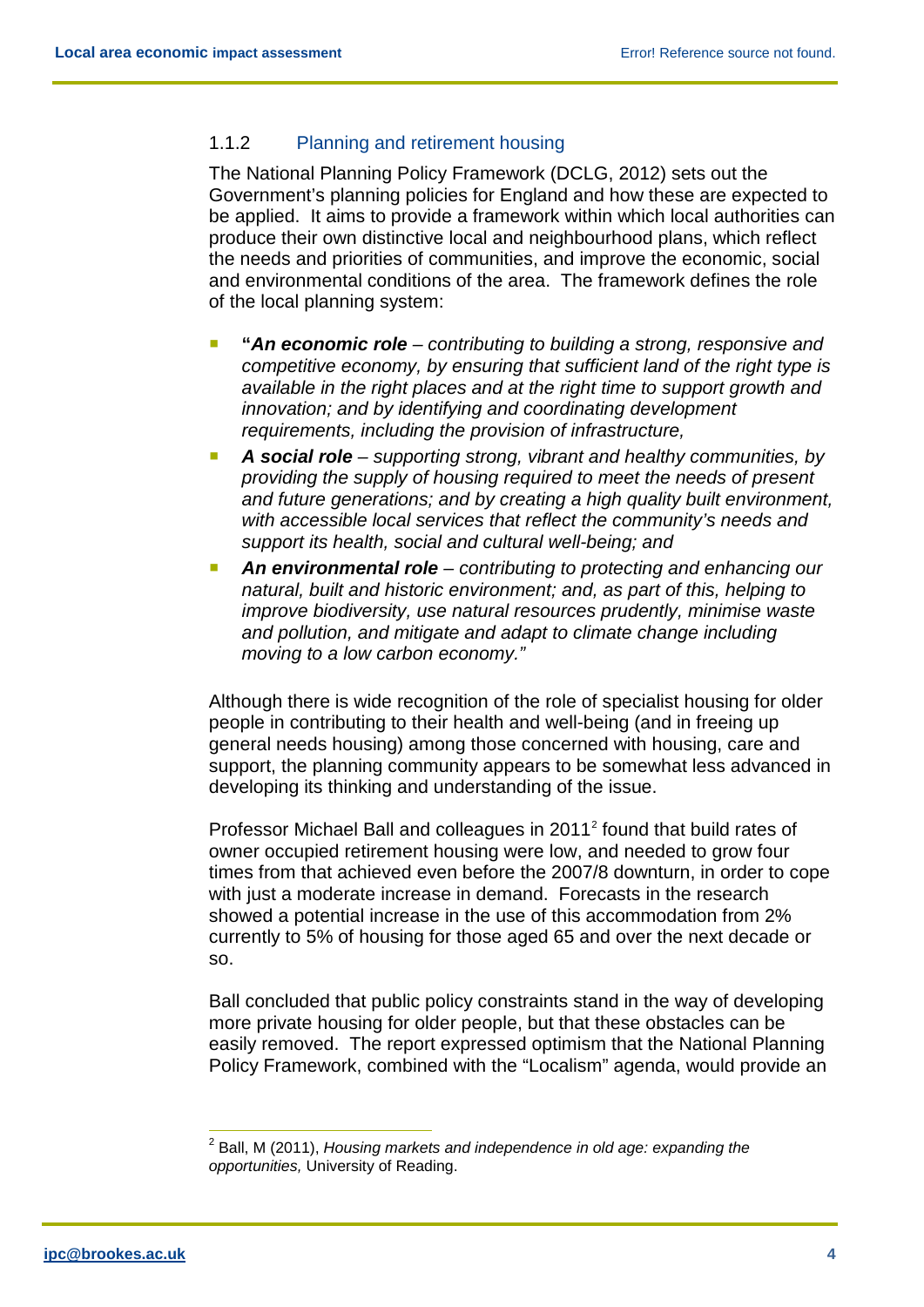### 1.1.2 Planning and retirement housing

The National Planning Policy Framework (DCLG, 2012) sets out the Government's planning policies for England and how these are expected to be applied. It aims to provide a framework within which local authorities can produce their own distinctive local and neighbourhood plans, which reflect the needs and priorities of communities, and improve the economic, social and environmental conditions of the area. The framework defines the role of the local planning system:

- **"*An economic role*** *– contributing to building a strong, responsive and competitive economy, by ensuring that sufficient land of the right type is available in the right places and at the right time to support growth and innovation; and by identifying and coordinating development requirements, including the provision of infrastructure,*
- ***A social role*** *– supporting strong, vibrant and healthy communities, by providing the supply of housing required to meet the needs of present and future generations; and by creating a high quality built environment, with accessible local services that reflect the community's needs and support its health, social and cultural well-being; and*
- ***An environmental role*** *– contributing to protecting and enhancing our natural, built and historic environment; and, as part of this, helping to improve biodiversity, use natural resources prudently, minimise waste and pollution, and mitigate and adapt to climate change including moving to a low carbon economy."*

Although there is wide recognition of the role of specialist housing for older people in contributing to their health and well-being (and in freeing up general needs housing) among those concerned with housing, care and support, the planning community appears to be somewhat less advanced in developing its thinking and understanding of the issue.

Professor Michael Ball and colleagues in 2011[2] found that build rates of owner occupied retirement housing were low, and needed to grow four times from that achieved even before the 2007/8 downturn, in order to cope with just a moderate increase in demand. Forecasts in the research showed a potential increase in the use of this accommodation from 2% currently to 5% of housing for those aged 65 and over the next decade or so.

Ball concluded that public policy constraints stand in the way of developing more private housing for older people, but that these obstacles can be easily removed. The report expressed optimism that the National Planning Policy Framework, combined with the "Localism" agenda, would provide an

[2] Ball, M (2011), *Housing markets and independence in old age: expanding the opportunities,* University of Reading.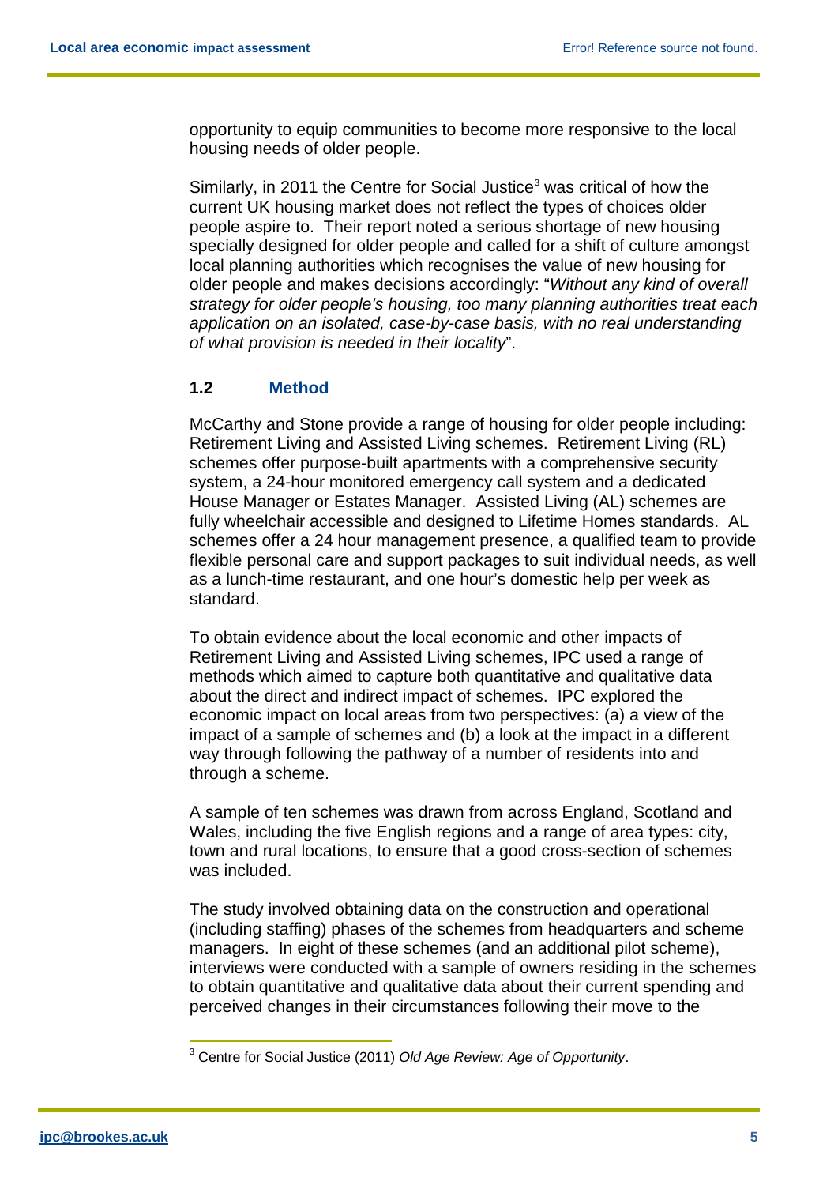opportunity to equip communities to become more responsive to the local housing needs of older people.

Similarly, in 2011 the Centre for Social Justice[3] was critical of how the current UK housing market does not reflect the types of choices older people aspire to. Their report noted a serious shortage of new housing specially designed for older people and called for a shift of culture amongst local planning authorities which recognises the value of new housing for older people and makes decisions accordingly: "*Without any kind of overall strategy for older people's housing, too many planning authorities treat each application on an isolated, case-by-case basis, with no real understanding of what provision is needed in their locality*".

## 1.2 Method

McCarthy and Stone provide a range of housing for older people including: Retirement Living and Assisted Living schemes. Retirement Living (RL) schemes offer purpose-built apartments with a comprehensive security system, a 24-hour monitored emergency call system and a dedicated House Manager or Estates Manager. Assisted Living (AL) schemes are fully wheelchair accessible and designed to Lifetime Homes standards. AL schemes offer a 24 hour management presence, a qualified team to provide flexible personal care and support packages to suit individual needs, as well as a lunch-time restaurant, and one hour's domestic help per week as standard.

To obtain evidence about the local economic and other impacts of Retirement Living and Assisted Living schemes, IPC used a range of methods which aimed to capture both quantitative and qualitative data about the direct and indirect impact of schemes. IPC explored the economic impact on local areas from two perspectives: (a) a view of the impact of a sample of schemes and (b) a look at the impact in a different way through following the pathway of a number of residents into and through a scheme.

A sample of ten schemes was drawn from across England, Scotland and Wales, including the five English regions and a range of area types: city, town and rural locations, to ensure that a good cross-section of schemes was included.

The study involved obtaining data on the construction and operational (including staffing) phases of the schemes from headquarters and scheme managers. In eight of these schemes (and an additional pilot scheme), interviews were conducted with a sample of owners residing in the schemes to obtain quantitative and qualitative data about their current spending and perceived changes in their circumstances following their move to the

---

[3] Centre for Social Justice (2011) *Old Age Review: Age of Opportunity*.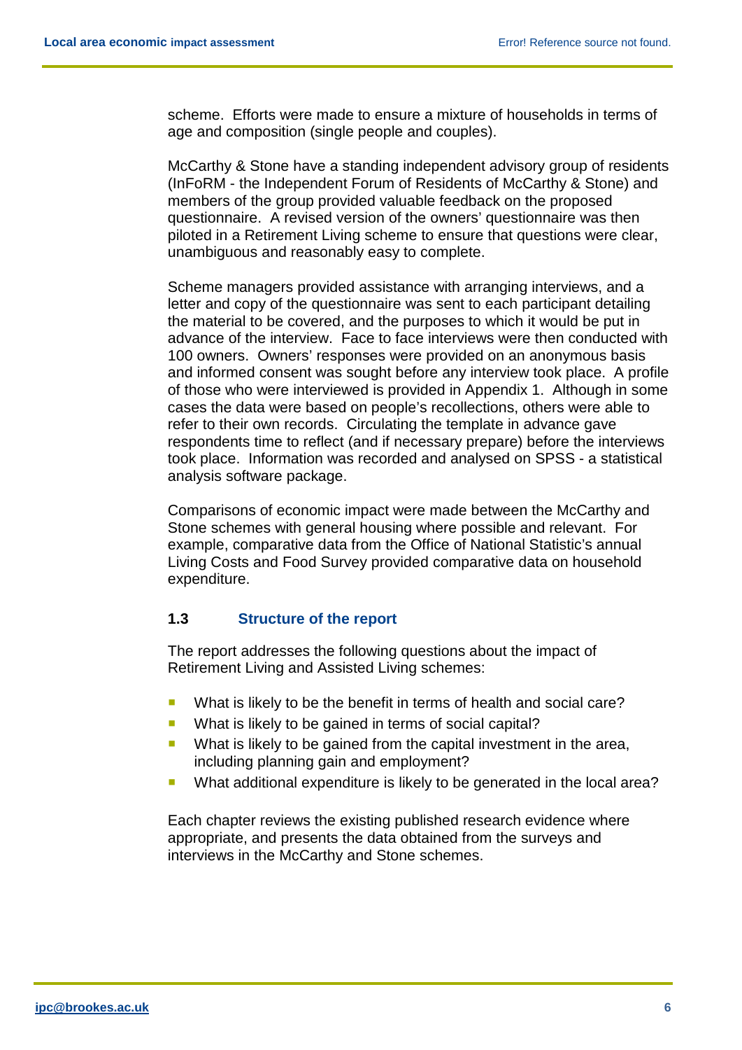scheme. Efforts were made to ensure a mixture of households in terms of age and composition (single people and couples).

McCarthy & Stone have a standing independent advisory group of residents (InFoRM - the Independent Forum of Residents of McCarthy & Stone) and members of the group provided valuable feedback on the proposed questionnaire. A revised version of the owners' questionnaire was then piloted in a Retirement Living scheme to ensure that questions were clear, unambiguous and reasonably easy to complete.

Scheme managers provided assistance with arranging interviews, and a letter and copy of the questionnaire was sent to each participant detailing the material to be covered, and the purposes to which it would be put in advance of the interview. Face to face interviews were then conducted with 100 owners. Owners' responses were provided on an anonymous basis and informed consent was sought before any interview took place. A profile of those who were interviewed is provided in Appendix 1. Although in some cases the data were based on people's recollections, others were able to refer to their own records. Circulating the template in advance gave respondents time to reflect (and if necessary prepare) before the interviews took place. Information was recorded and analysed on SPSS - a statistical analysis software package.

Comparisons of economic impact were made between the McCarthy and Stone schemes with general housing where possible and relevant. For example, comparative data from the Office of National Statistic's annual Living Costs and Food Survey provided comparative data on household expenditure.

### 1.3 Structure of the report

The report addresses the following questions about the impact of Retirement Living and Assisted Living schemes:

- What is likely to be the benefit in terms of health and social care?
- What is likely to be gained in terms of social capital?
- What is likely to be gained from the capital investment in the area, including planning gain and employment?
- What additional expenditure is likely to be generated in the local area?

Each chapter reviews the existing published research evidence where appropriate, and presents the data obtained from the surveys and interviews in the McCarthy and Stone schemes.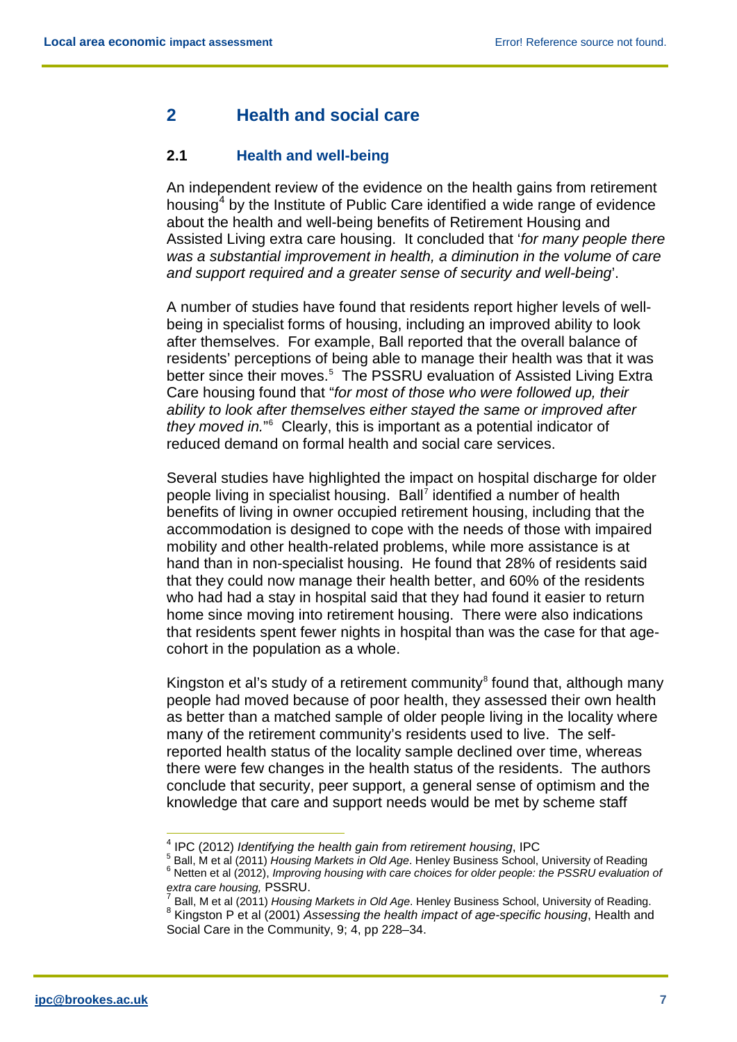## 2 Health and social care

### 2.1 Health and well-being

An independent review of the evidence on the health gains from retirement housing[4] by the Institute of Public Care identified a wide range of evidence about the health and well-being benefits of Retirement Housing and Assisted Living extra care housing. It concluded that '*for many people there was a substantial improvement in health, a diminution in the volume of care and support required and a greater sense of security and well-being*'.

A number of studies have found that residents report higher levels of well-being in specialist forms of housing, including an improved ability to look after themselves. For example, Ball reported that the overall balance of residents' perceptions of being able to manage their health was that it was better since their moves.[5] The PSSRU evaluation of Assisted Living Extra Care housing found that "*for most of those who were followed up, their ability to look after themselves either stayed the same or improved after they moved in.*"[6] Clearly, this is important as a potential indicator of reduced demand on formal health and social care services.

Several studies have highlighted the impact on hospital discharge for older people living in specialist housing. Ball[7] identified a number of health benefits of living in owner occupied retirement housing, including that the accommodation is designed to cope with the needs of those with impaired mobility and other health-related problems, while more assistance is at hand than in non-specialist housing. He found that 28% of residents said that they could now manage their health better, and 60% of the residents who had had a stay in hospital said that they had found it easier to return home since moving into retirement housing. There were also indications that residents spent fewer nights in hospital than was the case for that age-cohort in the population as a whole.

Kingston et al's study of a retirement community[8] found that, although many people had moved because of poor health, they assessed their own health as better than a matched sample of older people living in the locality where many of the retirement community's residents used to live. The self-reported health status of the locality sample declined over time, whereas there were few changes in the health status of the residents. The authors conclude that security, peer support, a general sense of optimism and the knowledge that care and support needs would be met by scheme staff

---

[4] IPC (2012) *Identifying the health gain from retirement housing*, IPC

[5] Ball, M et al (2011) *Housing Markets in Old Age*. Henley Business School, University of Reading

[6] Netten et al (2012), *Improving housing with care choices for older people: the PSSRU evaluation of extra care housing,* PSSRU.

[7] Ball, M et al (2011) *Housing Markets in Old Age*. Henley Business School, University of Reading.

[8] Kingston P et al (2001) *Assessing the health impact of age-specific housing*, Health and Social Care in the Community, 9; 4, pp 228–34.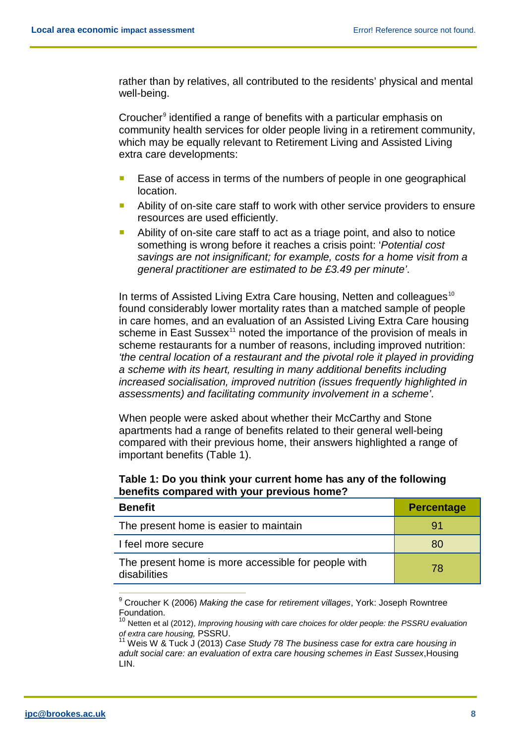rather than by relatives, all contributed to the residents' physical and mental well-being.

Croucher[9] identified a range of benefits with a particular emphasis on community health services for older people living in a retirement community, which may be equally relevant to Retirement Living and Assisted Living extra care developments:

- Ease of access in terms of the numbers of people in one geographical location.
- Ability of on-site care staff to work with other service providers to ensure resources are used efficiently.
- Ability of on-site care staff to act as a triage point, and also to notice something is wrong before it reaches a crisis point: '*Potential cost savings are not insignificant; for example, costs for a home visit from a general practitioner are estimated to be £3.49 per minute'*.

In terms of Assisted Living Extra Care housing, Netten and colleagues[10] found considerably lower mortality rates than a matched sample of people in care homes, and an evaluation of an Assisted Living Extra Care housing scheme in East Sussex[11] noted the importance of the provision of meals in scheme restaurants for a number of reasons, including improved nutrition: *'the central location of a restaurant and the pivotal role it played in providing a scheme with its heart, resulting in many additional benefits including increased socialisation, improved nutrition (issues frequently highlighted in assessments) and facilitating community involvement in a scheme'*.

When people were asked about whether their McCarthy and Stone apartments had a range of benefits related to their general well-being compared with their previous home, their answers highlighted a range of important benefits (Table 1).

**Table 1: Do you think your current home has any of the following benefits compared with your previous home?**

| Benefit | Percentage |
|---|---|
| The present home is easier to maintain | 91 |
| I feel more secure | 80 |
| The present home is more accessible for people with disabilities | 78 |

---

[9] Croucher K (2006) *Making the case for retirement villages*, York: Joseph Rowntree Foundation.

[10] Netten et al (2012), *Improving housing with care choices for older people: the PSSRU evaluation of extra care housing,* PSSRU.

[11] Weis W & Tuck J (2013) *Case Study 78 The business case for extra care housing in adult social care: an evaluation of extra care housing schemes in East Sussex*,Housing LIN.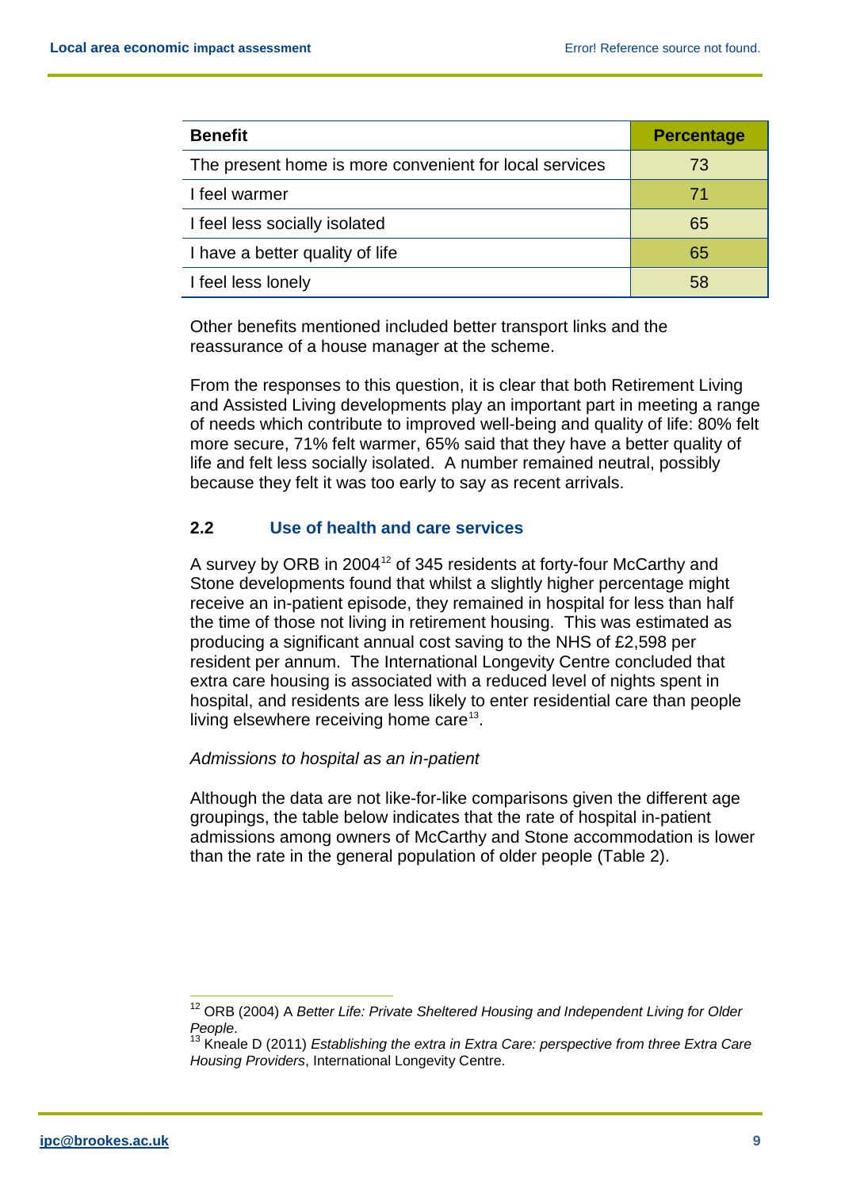| Benefit | Percentage |
| --- | --- |
| The present home is more convenient for local services | 73 |
| I feel warmer | 71 |
| I feel less socially isolated | 65 |
| I have a better quality of life | 65 |
| I feel less lonely | 58 |

Other benefits mentioned included better transport links and the reassurance of a house manager at the scheme.

From the responses to this question, it is clear that both Retirement Living and Assisted Living developments play an important part in meeting a range of needs which contribute to improved well-being and quality of life: 80% felt more secure, 71% felt warmer, 65% said that they have a better quality of life and felt less socially isolated. A number remained neutral, possibly because they felt it was too early to say as recent arrivals.

## 2.2 Use of health and care services

A survey by ORB in 2004[12] of 345 residents at forty-four McCarthy and Stone developments found that whilst a slightly higher percentage might receive an in-patient episode, they remained in hospital for less than half the time of those not living in retirement housing. This was estimated as producing a significant annual cost saving to the NHS of £2,598 per resident per annum. The International Longevity Centre concluded that extra care housing is associated with a reduced level of nights spent in hospital, and residents are less likely to enter residential care than people living elsewhere receiving home care[13].

*Admissions to hospital as an in-patient*

Although the data are not like-for-like comparisons given the different age groupings, the table below indicates that the rate of hospital in-patient admissions among owners of McCarthy and Stone accommodation is lower than the rate in the general population of older people (Table 2).

---

[12] ORB (2004) A *Better Life: Private Sheltered Housing and Independent Living for Older People*.

[13] Kneale D (2011) *Establishing the extra in Extra Care: perspective from three Extra Care Housing Providers*, International Longevity Centre.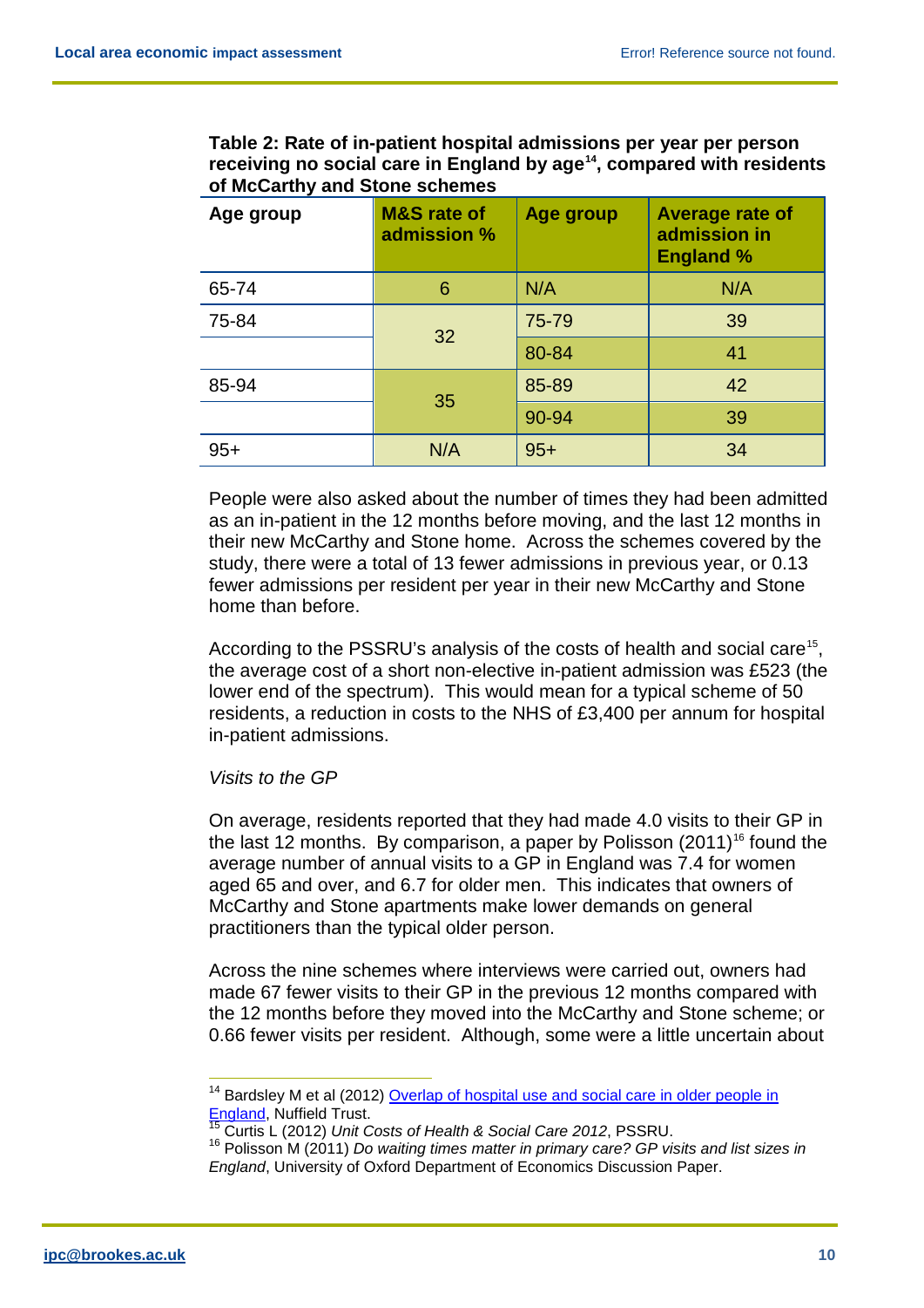**Table 2: Rate of in-patient hospital admissions per year per person receiving no social care in England by age[14], compared with residents of McCarthy and Stone schemes**

| Age group | M&S rate of admission % | Age group | Average rate of admission in England % |
|---|---|---|---|
| 65-74 | 6 | N/A | N/A |
| 75-84 | 32 | 75-79 | 39 |
| | | 80-84 | 41 |
| 85-94 | 35 | 85-89 | 42 |
| | | 90-94 | 39 |
| 95+ | N/A | 95+ | 34 |

People were also asked about the number of times they had been admitted as an in-patient in the 12 months before moving, and the last 12 months in their new McCarthy and Stone home. Across the schemes covered by the study, there were a total of 13 fewer admissions in previous year, or 0.13 fewer admissions per resident per year in their new McCarthy and Stone home than before.

According to the PSSRU's analysis of the costs of health and social care[15], the average cost of a short non-elective in-patient admission was £523 (the lower end of the spectrum). This would mean for a typical scheme of 50 residents, a reduction in costs to the NHS of £3,400 per annum for hospital in-patient admissions.

*Visits to the GP*

On average, residents reported that they had made 4.0 visits to their GP in the last 12 months. By comparison, a paper by Polisson (2011)[16] found the average number of annual visits to a GP in England was 7.4 for women aged 65 and over, and 6.7 for older men. This indicates that owners of McCarthy and Stone apartments make lower demands on general practitioners than the typical older person.

Across the nine schemes where interviews were carried out, owners had made 67 fewer visits to their GP in the previous 12 months compared with the 12 months before they moved into the McCarthy and Stone scheme; or 0.66 fewer visits per resident. Although, some were a little uncertain about

---

[14] Bardsley M et al (2012) Overlap of hospital use and social care in older people in England, Nuffield Trust.

[15] Curtis L (2012) *Unit Costs of Health & Social Care 2012*, PSSRU.

[16] Polisson M (2011) *Do waiting times matter in primary care? GP visits and list sizes in England*, University of Oxford Department of Economics Discussion Paper.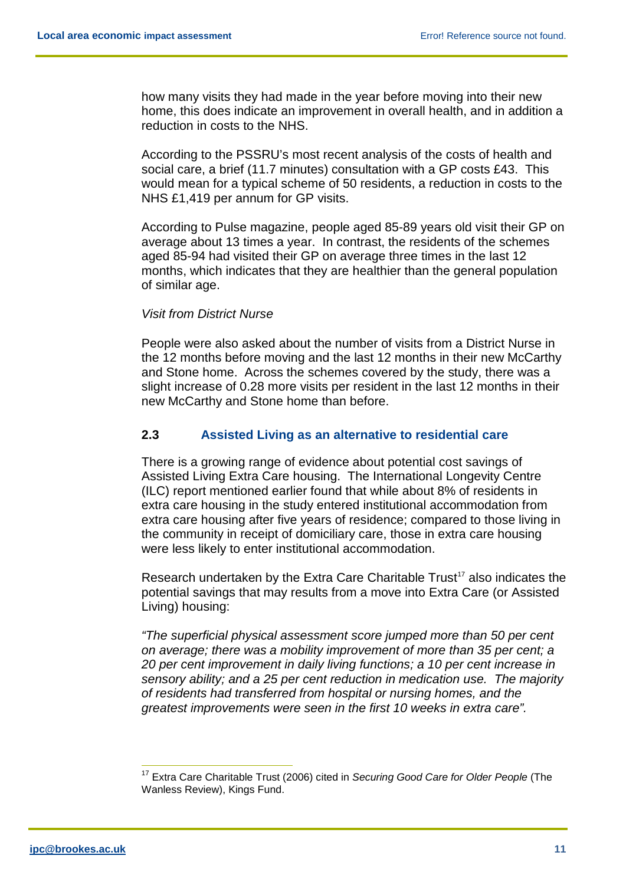how many visits they had made in the year before moving into their new home, this does indicate an improvement in overall health, and in addition a reduction in costs to the NHS.

According to the PSSRU's most recent analysis of the costs of health and social care, a brief (11.7 minutes) consultation with a GP costs £43. This would mean for a typical scheme of 50 residents, a reduction in costs to the NHS £1,419 per annum for GP visits.

According to Pulse magazine, people aged 85-89 years old visit their GP on average about 13 times a year. In contrast, the residents of the schemes aged 85-94 had visited their GP on average three times in the last 12 months, which indicates that they are healthier than the general population of similar age.

*Visit from District Nurse*

People were also asked about the number of visits from a District Nurse in the 12 months before moving and the last 12 months in their new McCarthy and Stone home. Across the schemes covered by the study, there was a slight increase of 0.28 more visits per resident in the last 12 months in their new McCarthy and Stone home than before.

## 2.3 Assisted Living as an alternative to residential care

There is a growing range of evidence about potential cost savings of Assisted Living Extra Care housing. The International Longevity Centre (ILC) report mentioned earlier found that while about 8% of residents in extra care housing in the study entered institutional accommodation from extra care housing after five years of residence; compared to those living in the community in receipt of domiciliary care, those in extra care housing were less likely to enter institutional accommodation.

Research undertaken by the Extra Care Charitable Trust[17] also indicates the potential savings that may results from a move into Extra Care (or Assisted Living) housing:

*"The superficial physical assessment score jumped more than 50 per cent on average; there was a mobility improvement of more than 35 per cent; a 20 per cent improvement in daily living functions; a 10 per cent increase in sensory ability; and a 25 per cent reduction in medication use. The majority of residents had transferred from hospital or nursing homes, and the greatest improvements were seen in the first 10 weeks in extra care".*

---

[17] Extra Care Charitable Trust (2006) cited in *Securing Good Care for Older People* (The Wanless Review), Kings Fund.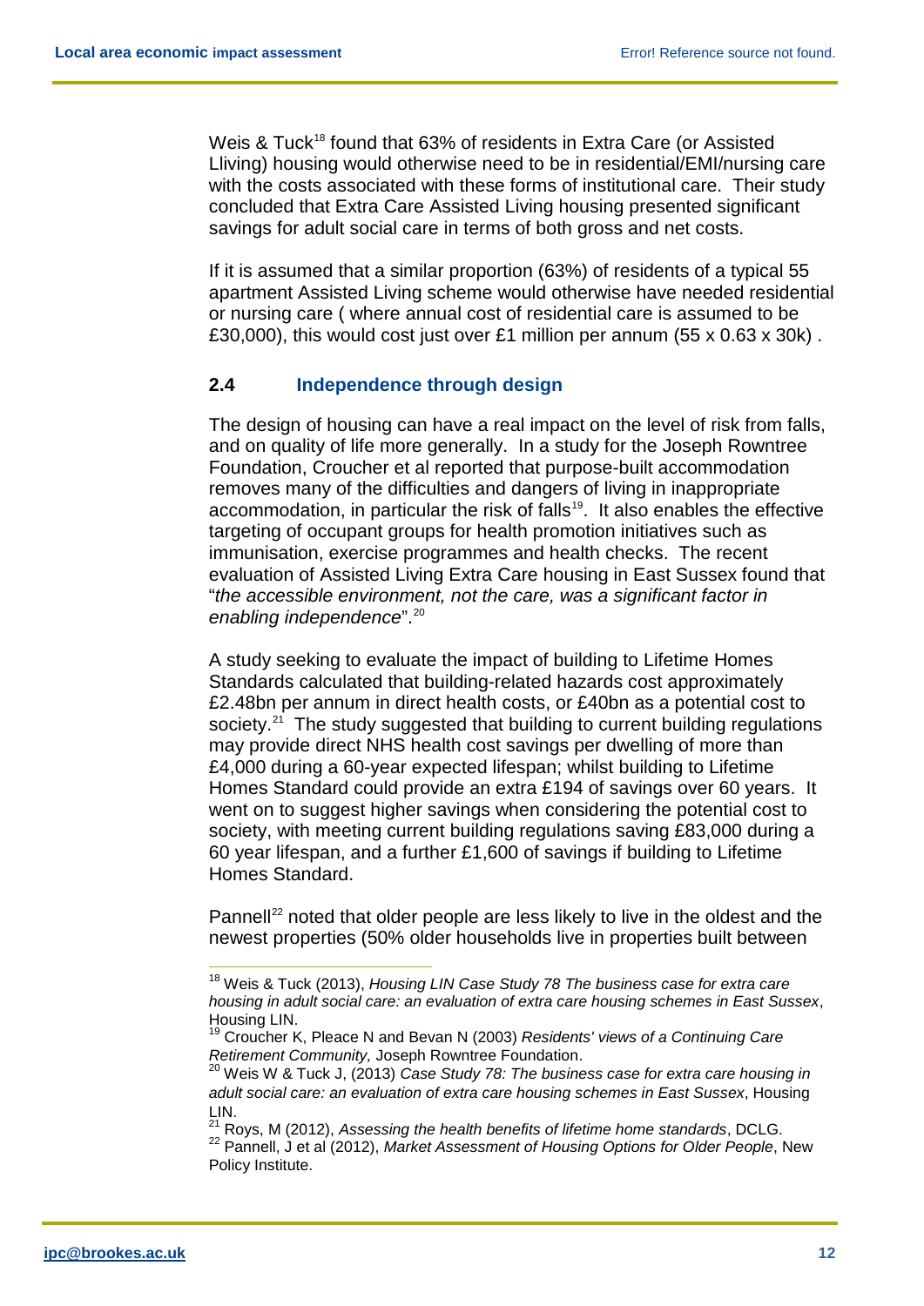Weis & Tuck[18] found that 63% of residents in Extra Care (or Assisted Lliving) housing would otherwise need to be in residential/EMI/nursing care with the costs associated with these forms of institutional care. Their study concluded that Extra Care Assisted Living housing presented significant savings for adult social care in terms of both gross and net costs.

If it is assumed that a similar proportion (63%) of residents of a typical 55 apartment Assisted Living scheme would otherwise have needed residential or nursing care ( where annual cost of residential care is assumed to be £30,000), this would cost just over £1 million per annum (55 x 0.63 x 30k) .

## 2.4 Independence through design

The design of housing can have a real impact on the level of risk from falls, and on quality of life more generally. In a study for the Joseph Rowntree Foundation, Croucher et al reported that purpose-built accommodation removes many of the difficulties and dangers of living in inappropriate accommodation, in particular the risk of falls[19]. It also enables the effective targeting of occupant groups for health promotion initiatives such as immunisation, exercise programmes and health checks. The recent evaluation of Assisted Living Extra Care housing in East Sussex found that "*the accessible environment, not the care, was a significant factor in enabling independence*".[20]

A study seeking to evaluate the impact of building to Lifetime Homes Standards calculated that building-related hazards cost approximately £2.48bn per annum in direct health costs, or £40bn as a potential cost to society.[21] The study suggested that building to current building regulations may provide direct NHS health cost savings per dwelling of more than £4,000 during a 60-year expected lifespan; whilst building to Lifetime Homes Standard could provide an extra £194 of savings over 60 years. It went on to suggest higher savings when considering the potential cost to society, with meeting current building regulations saving £83,000 during a 60 year lifespan, and a further £1,600 of savings if building to Lifetime Homes Standard.

Pannell[22] noted that older people are less likely to live in the oldest and the newest properties (50% older households live in properties built between

---

[18] Weis & Tuck (2013), *Housing LIN Case Study 78 The business case for extra care housing in adult social care: an evaluation of extra care housing schemes in East Sussex*, Housing LIN.

[19] Croucher K, Pleace N and Bevan N (2003) *Residents' views of a Continuing Care Retirement Community,* Joseph Rowntree Foundation.

[20] Weis W & Tuck J, (2013) *Case Study 78: The business case for extra care housing in adult social care: an evaluation of extra care housing schemes in East Sussex*, Housing LIN.

[21] Roys, M (2012), *Assessing the health benefits of lifetime home standards*, DCLG.

[22] Pannell, J et al (2012), *Market Assessment of Housing Options for Older People*, New Policy Institute.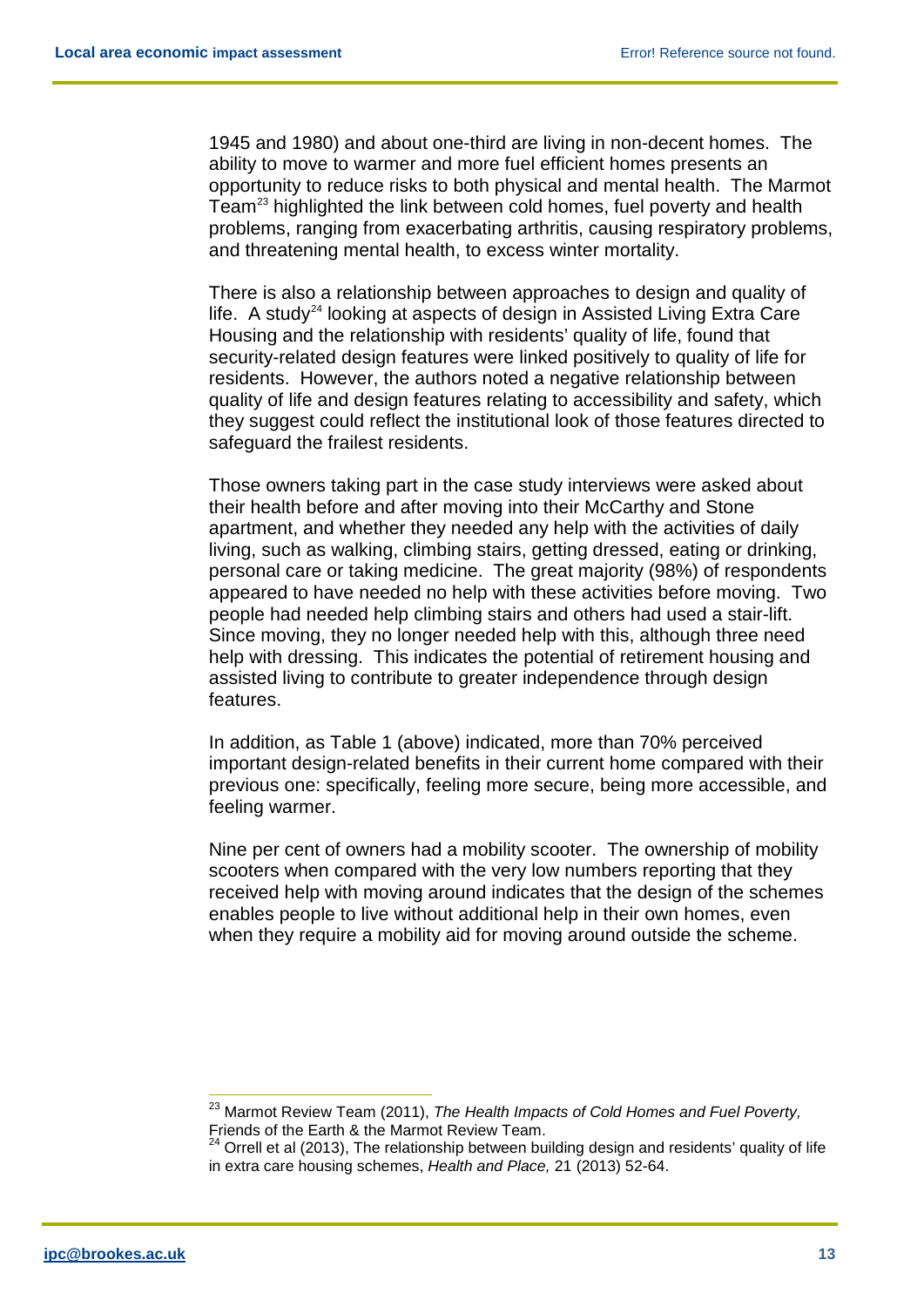1945 and 1980) and about one-third are living in non-decent homes. The ability to move to warmer and more fuel efficient homes presents an opportunity to reduce risks to both physical and mental health. The Marmot Team[23] highlighted the link between cold homes, fuel poverty and health problems, ranging from exacerbating arthritis, causing respiratory problems, and threatening mental health, to excess winter mortality.

There is also a relationship between approaches to design and quality of life. A study[24] looking at aspects of design in Assisted Living Extra Care Housing and the relationship with residents' quality of life, found that security-related design features were linked positively to quality of life for residents. However, the authors noted a negative relationship between quality of life and design features relating to accessibility and safety, which they suggest could reflect the institutional look of those features directed to safeguard the frailest residents.

Those owners taking part in the case study interviews were asked about their health before and after moving into their McCarthy and Stone apartment, and whether they needed any help with the activities of daily living, such as walking, climbing stairs, getting dressed, eating or drinking, personal care or taking medicine. The great majority (98%) of respondents appeared to have needed no help with these activities before moving. Two people had needed help climbing stairs and others had used a stair-lift. Since moving, they no longer needed help with this, although three need help with dressing. This indicates the potential of retirement housing and assisted living to contribute to greater independence through design features.

In addition, as Table 1 (above) indicated, more than 70% perceived important design-related benefits in their current home compared with their previous one: specifically, feeling more secure, being more accessible, and feeling warmer.

Nine per cent of owners had a mobility scooter. The ownership of mobility scooters when compared with the very low numbers reporting that they received help with moving around indicates that the design of the schemes enables people to live without additional help in their own homes, even when they require a mobility aid for moving around outside the scheme.

---

[23] Marmot Review Team (2011), *The Health Impacts of Cold Homes and Fuel Poverty,* Friends of the Earth & the Marmot Review Team.

[24] Orrell et al (2013), The relationship between building design and residents' quality of life in extra care housing schemes, *Health and Place,* 21 (2013) 52-64.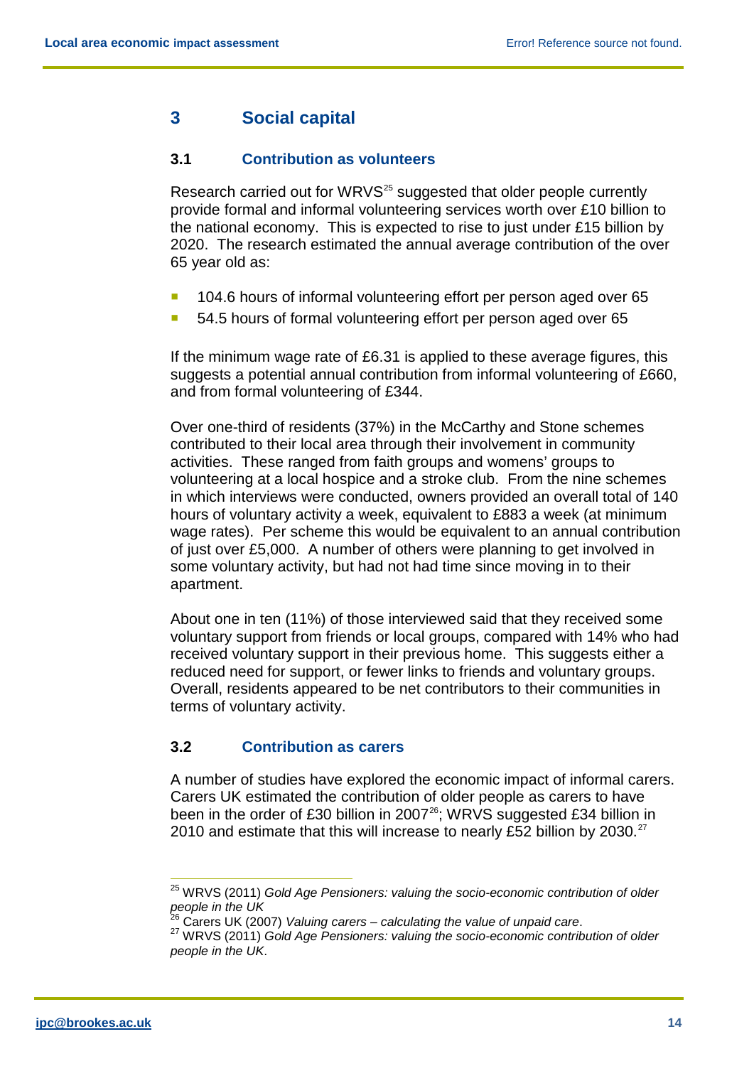# 3 Social capital

## 3.1 Contribution as volunteers

Research carried out for WRVS[25] suggested that older people currently provide formal and informal volunteering services worth over £10 billion to the national economy. This is expected to rise to just under £15 billion by 2020. The research estimated the annual average contribution of the over 65 year old as:

- 104.6 hours of informal volunteering effort per person aged over 65
- 54.5 hours of formal volunteering effort per person aged over 65

If the minimum wage rate of £6.31 is applied to these average figures, this suggests a potential annual contribution from informal volunteering of £660, and from formal volunteering of £344.

Over one-third of residents (37%) in the McCarthy and Stone schemes contributed to their local area through their involvement in community activities. These ranged from faith groups and womens' groups to volunteering at a local hospice and a stroke club. From the nine schemes in which interviews were conducted, owners provided an overall total of 140 hours of voluntary activity a week, equivalent to £883 a week (at minimum wage rates). Per scheme this would be equivalent to an annual contribution of just over £5,000. A number of others were planning to get involved in some voluntary activity, but had not had time since moving in to their apartment.

About one in ten (11%) of those interviewed said that they received some voluntary support from friends or local groups, compared with 14% who had received voluntary support in their previous home. This suggests either a reduced need for support, or fewer links to friends and voluntary groups. Overall, residents appeared to be net contributors to their communities in terms of voluntary activity.

## 3.2 Contribution as carers

A number of studies have explored the economic impact of informal carers. Carers UK estimated the contribution of older people as carers to have been in the order of £30 billion in 2007[26]; WRVS suggested £34 billion in 2010 and estimate that this will increase to nearly £52 billion by 2030.[27]

---

[25] WRVS (2011) *Gold Age Pensioners: valuing the socio-economic contribution of older people in the UK*

[26] Carers UK (2007) *Valuing carers – calculating the value of unpaid care*.

[27] WRVS (2011) *Gold Age Pensioners: valuing the socio-economic contribution of older people in the UK*.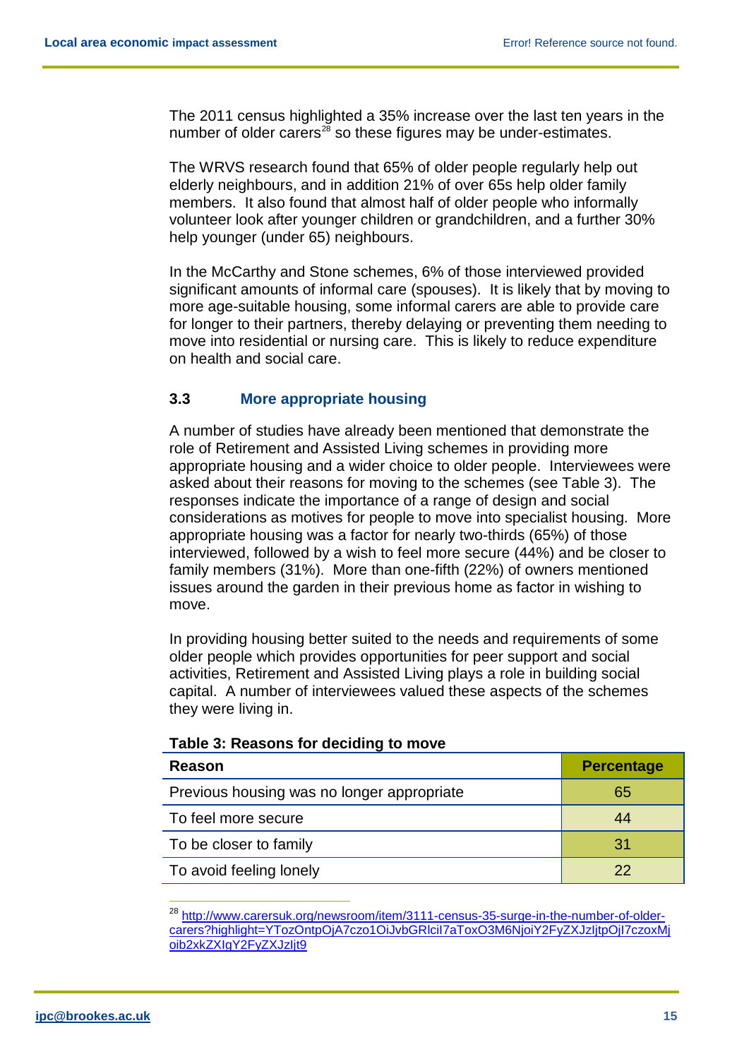The 2011 census highlighted a 35% increase over the last ten years in the number of older carers[28] so these figures may be under-estimates.

The WRVS research found that 65% of older people regularly help out elderly neighbours, and in addition 21% of over 65s help older family members. It also found that almost half of older people who informally volunteer look after younger children or grandchildren, and a further 30% help younger (under 65) neighbours.

In the McCarthy and Stone schemes, 6% of those interviewed provided significant amounts of informal care (spouses). It is likely that by moving to more age-suitable housing, some informal carers are able to provide care for longer to their partners, thereby delaying or preventing them needing to move into residential or nursing care. This is likely to reduce expenditure on health and social care.

### 3.3 More appropriate housing

A number of studies have already been mentioned that demonstrate the role of Retirement and Assisted Living schemes in providing more appropriate housing and a wider choice to older people. Interviewees were asked about their reasons for moving to the schemes (see Table 3). The responses indicate the importance of a range of design and social considerations as motives for people to move into specialist housing. More appropriate housing was a factor for nearly two-thirds (65%) of those interviewed, followed by a wish to feel more secure (44%) and be closer to family members (31%). More than one-fifth (22%) of owners mentioned issues around the garden in their previous home as factor in wishing to move.

In providing housing better suited to the needs and requirements of some older people which provides opportunities for peer support and social activities, Retirement and Assisted Living plays a role in building social capital. A number of interviewees valued these aspects of the schemes they were living in.

**Table 3: Reasons for deciding to move**

| Reason | Percentage |
|---|---|
| Previous housing was no longer appropriate | 65 |
| To feel more secure | 44 |
| To be closer to family | 31 |
| To avoid feeling lonely | 22 |

[28] http://www.carersuk.org/newsroom/item/3111-census-35-surge-in-the-number-of-older-carers?highlight=YTozOntpOjA7czo1OiJvbGRlciI7aToxO3M6NjoiY2FyZXJzIjtpOjI7czoxMjoib2xkZXIgY2FyZXJzIjt9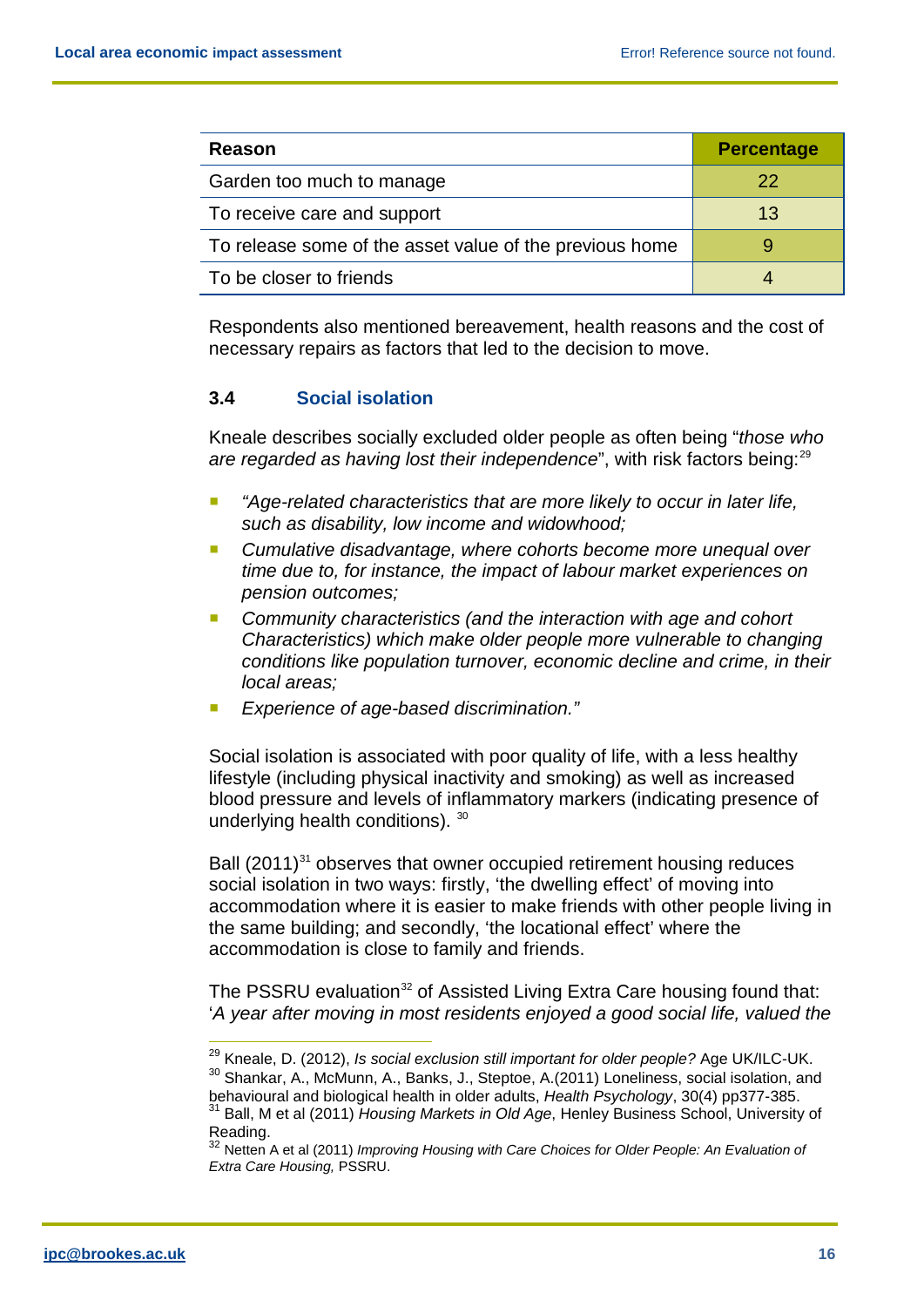| Reason | Percentage |
|---|---|
| Garden too much to manage | 22 |
| To receive care and support | 13 |
| To release some of the asset value of the previous home | 9 |
| To be closer to friends | 4 |

Respondents also mentioned bereavement, health reasons and the cost of necessary repairs as factors that led to the decision to move.

### 3.4 Social isolation

Kneale describes socially excluded older people as often being "*those who are regarded as having lost their independence*", with risk factors being:[29]

- *"Age-related characteristics that are more likely to occur in later life, such as disability, low income and widowhood;*
- *Cumulative disadvantage, where cohorts become more unequal over time due to, for instance, the impact of labour market experiences on pension outcomes;*
- *Community characteristics (and the interaction with age and cohort Characteristics) which make older people more vulnerable to changing conditions like population turnover, economic decline and crime, in their local areas;*
- *Experience of age-based discrimination."*

Social isolation is associated with poor quality of life, with a less healthy lifestyle (including physical inactivity and smoking) as well as increased blood pressure and levels of inflammatory markers (indicating presence of underlying health conditions). [30]

Ball (2011)[31] observes that owner occupied retirement housing reduces social isolation in two ways: firstly, 'the dwelling effect' of moving into accommodation where it is easier to make friends with other people living in the same building; and secondly, 'the locational effect' where the accommodation is close to family and friends.

The PSSRU evaluation[32] of Assisted Living Extra Care housing found that: '*A year after moving in most residents enjoyed a good social life, valued the*

---

[29] Kneale, D. (2012), *Is social exclusion still important for older people?* Age UK/ILC-UK.

[30] Shankar, A., McMunn, A., Banks, J., Steptoe, A.(2011) Loneliness, social isolation, and behavioural and biological health in older adults, *Health Psychology*, 30(4) pp377-385.

[31] Ball, M et al (2011) *Housing Markets in Old Age*, Henley Business School, University of Reading.

[32] Netten A et al (2011) *Improving Housing with Care Choices for Older People: An Evaluation of Extra Care Housing,* PSSRU.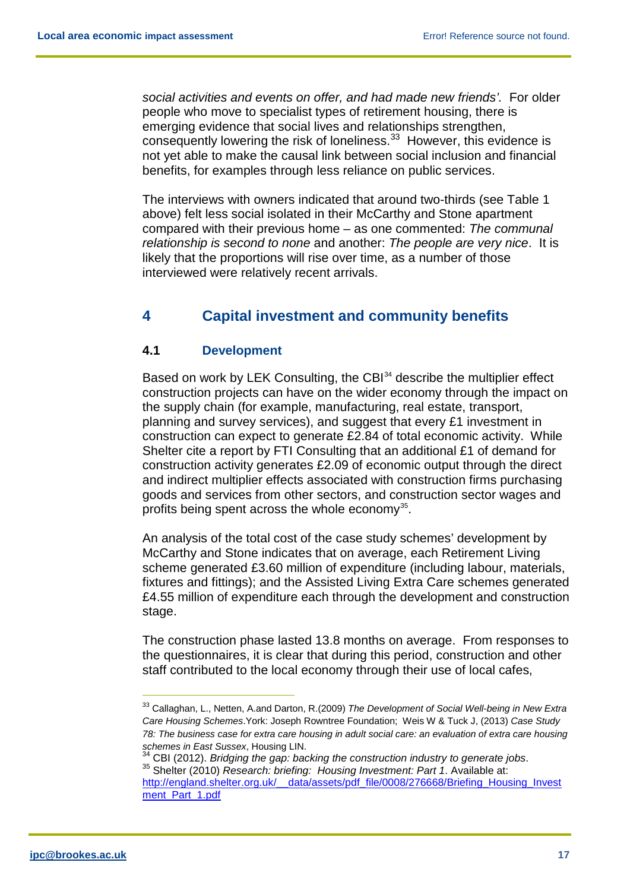*social activities and events on offer, and had made new friends'.* For older people who move to specialist types of retirement housing, there is emerging evidence that social lives and relationships strengthen, consequently lowering the risk of loneliness.[33] However, this evidence is not yet able to make the causal link between social inclusion and financial benefits, for examples through less reliance on public services.

The interviews with owners indicated that around two-thirds (see Table 1 above) felt less social isolated in their McCarthy and Stone apartment compared with their previous home – as one commented: *The communal relationship is second to none* and another: *The people are very nice*. It is likely that the proportions will rise over time, as a number of those interviewed were relatively recent arrivals.

## 4 Capital investment and community benefits

### 4.1 Development

Based on work by LEK Consulting, the CBI[34] describe the multiplier effect construction projects can have on the wider economy through the impact on the supply chain (for example, manufacturing, real estate, transport, planning and survey services), and suggest that every £1 investment in construction can expect to generate £2.84 of total economic activity. While Shelter cite a report by FTI Consulting that an additional £1 of demand for construction activity generates £2.09 of economic output through the direct and indirect multiplier effects associated with construction firms purchasing goods and services from other sectors, and construction sector wages and profits being spent across the whole economy[35].

An analysis of the total cost of the case study schemes' development by McCarthy and Stone indicates that on average, each Retirement Living scheme generated £3.60 million of expenditure (including labour, materials, fixtures and fittings); and the Assisted Living Extra Care schemes generated £4.55 million of expenditure each through the development and construction stage.

The construction phase lasted 13.8 months on average. From responses to the questionnaires, it is clear that during this period, construction and other staff contributed to the local economy through their use of local cafes,

---

[33] Callaghan, L., Netten, A.and Darton, R.(2009) *The Development of Social Well-being in New Extra Care Housing Schemes*.York: Joseph Rowntree Foundation; Weis W & Tuck J, (2013) *Case Study 78: The business case for extra care housing in adult social care: an evaluation of extra care housing schemes in East Sussex*, Housing LIN.

[34] CBI (2012). *Bridging the gap: backing the construction industry to generate jobs*.

[35] Shelter (2010) *Research: briefing: Housing Investment: Part 1*. Available at: http://england.shelter.org.uk/__data/assets/pdf_file/0008/276668/Briefing_Housing_Investment_Part_1.pdf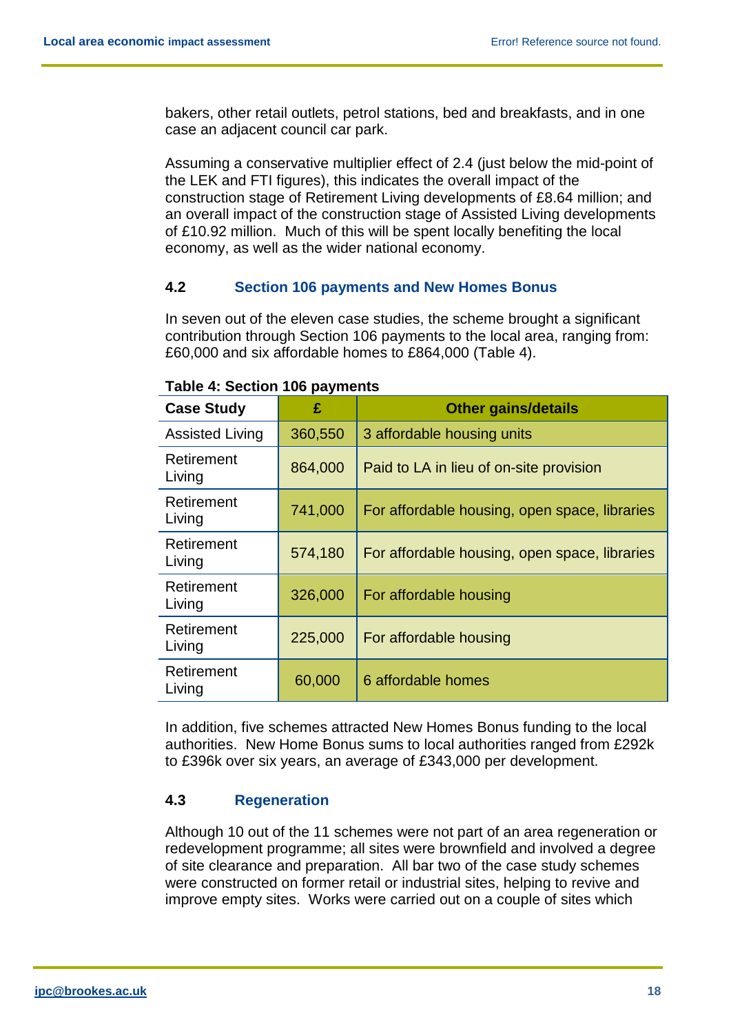bakers, other retail outlets, petrol stations, bed and breakfasts, and in one case an adjacent council car park.

Assuming a conservative multiplier effect of 2.4 (just below the mid-point of the LEK and FTI figures), this indicates the overall impact of the construction stage of Retirement Living developments of £8.64 million; and an overall impact of the construction stage of Assisted Living developments of £10.92 million. Much of this will be spent locally benefiting the local economy, as well as the wider national economy.

## 4.2 Section 106 payments and New Homes Bonus

In seven out of the eleven case studies, the scheme brought a significant contribution through Section 106 payments to the local area, ranging from: £60,000 and six affordable homes to £864,000 (Table 4).

**Table 4: Section 106 payments**

| Case Study | £ | Other gains/details |
|---|---|---|
| Assisted Living | 360,550 | 3 affordable housing units |
| Retirement Living | 864,000 | Paid to LA in lieu of on-site provision |
| Retirement Living | 741,000 | For affordable housing, open space, libraries |
| Retirement Living | 574,180 | For affordable housing, open space, libraries |
| Retirement Living | 326,000 | For affordable housing |
| Retirement Living | 225,000 | For affordable housing |
| Retirement Living | 60,000 | 6 affordable homes |

In addition, five schemes attracted New Homes Bonus funding to the local authorities. New Home Bonus sums to local authorities ranged from £292k to £396k over six years, an average of £343,000 per development.

## 4.3 Regeneration

Although 10 out of the 11 schemes were not part of an area regeneration or redevelopment programme; all sites were brownfield and involved a degree of site clearance and preparation. All bar two of the case study schemes were constructed on former retail or industrial sites, helping to revive and improve empty sites. Works were carried out on a couple of sites which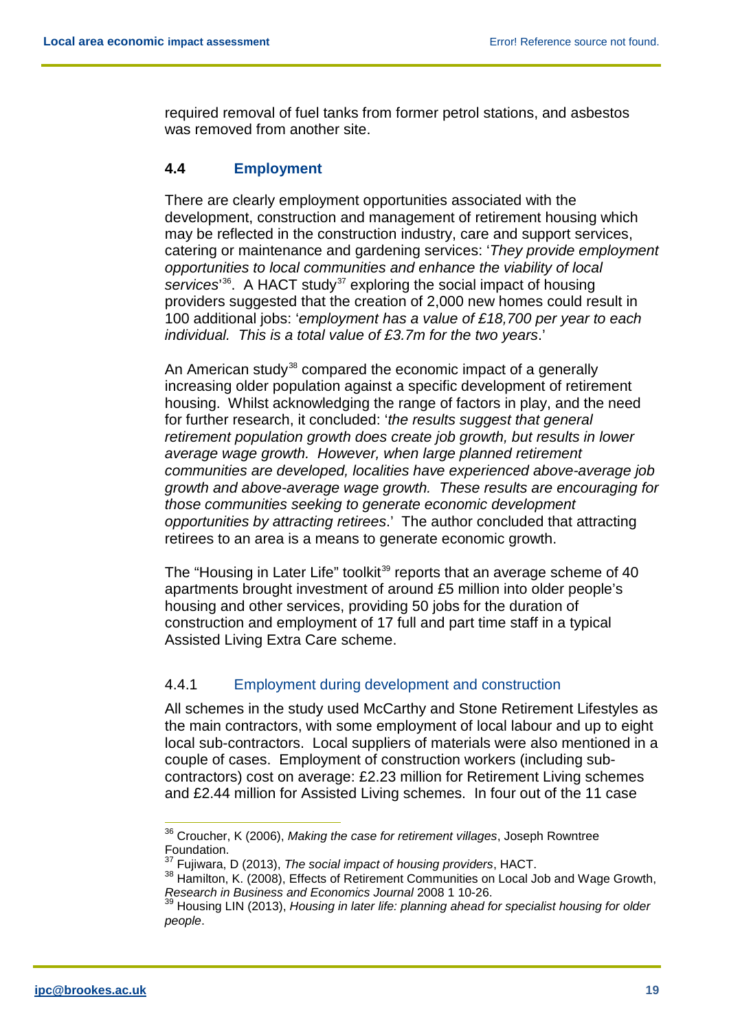required removal of fuel tanks from former petrol stations, and asbestos was removed from another site.

## 4.4 Employment

There are clearly employment opportunities associated with the development, construction and management of retirement housing which may be reflected in the construction industry, care and support services, catering or maintenance and gardening services: '*They provide employment opportunities to local communities and enhance the viability of local services*'[36]. A HACT study[37] exploring the social impact of housing providers suggested that the creation of 2,000 new homes could result in 100 additional jobs: '*employment has a value of £18,700 per year to each individual. This is a total value of £3.7m for the two years*.'

An American study[38] compared the economic impact of a generally increasing older population against a specific development of retirement housing. Whilst acknowledging the range of factors in play, and the need for further research, it concluded: '*the results suggest that general retirement population growth does create job growth, but results in lower average wage growth. However, when large planned retirement communities are developed, localities have experienced above-average job growth and above-average wage growth. These results are encouraging for those communities seeking to generate economic development opportunities by attracting retirees*.' The author concluded that attracting retirees to an area is a means to generate economic growth.

The "Housing in Later Life" toolkit[39] reports that an average scheme of 40 apartments brought investment of around £5 million into older people's housing and other services, providing 50 jobs for the duration of construction and employment of 17 full and part time staff in a typical Assisted Living Extra Care scheme.

### 4.4.1 Employment during development and construction

All schemes in the study used McCarthy and Stone Retirement Lifestyles as the main contractors, with some employment of local labour and up to eight local sub-contractors. Local suppliers of materials were also mentioned in a couple of cases. Employment of construction workers (including sub-contractors) cost on average: £2.23 million for Retirement Living schemes and £2.44 million for Assisted Living schemes. In four out of the 11 case

---

[36] Croucher, K (2006), *Making the case for retirement villages*, Joseph Rowntree Foundation.

[37] Fujiwara, D (2013), *The social impact of housing providers*, HACT.

[38] Hamilton, K. (2008), Effects of Retirement Communities on Local Job and Wage Growth, *Research in Business and Economics Journal* 2008 1 10-26.

[39] Housing LIN (2013), *Housing in later life: planning ahead for specialist housing for older people*.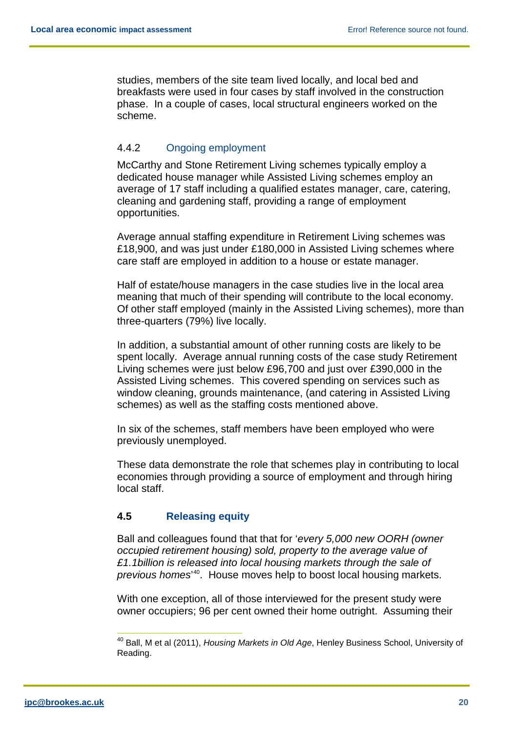studies, members of the site team lived locally, and local bed and breakfasts were used in four cases by staff involved in the construction phase. In a couple of cases, local structural engineers worked on the scheme.

### 4.4.2 Ongoing employment

McCarthy and Stone Retirement Living schemes typically employ a dedicated house manager while Assisted Living schemes employ an average of 17 staff including a qualified estates manager, care, catering, cleaning and gardening staff, providing a range of employment opportunities.

Average annual staffing expenditure in Retirement Living schemes was £18,900, and was just under £180,000 in Assisted Living schemes where care staff are employed in addition to a house or estate manager.

Half of estate/house managers in the case studies live in the local area meaning that much of their spending will contribute to the local economy. Of other staff employed (mainly in the Assisted Living schemes), more than three-quarters (79%) live locally.

In addition, a substantial amount of other running costs are likely to be spent locally. Average annual running costs of the case study Retirement Living schemes were just below £96,700 and just over £390,000 in the Assisted Living schemes. This covered spending on services such as window cleaning, grounds maintenance, (and catering in Assisted Living schemes) as well as the staffing costs mentioned above.

In six of the schemes, staff members have been employed who were previously unemployed.

These data demonstrate the role that schemes play in contributing to local economies through providing a source of employment and through hiring local staff.

## 4.5 Releasing equity

Ball and colleagues found that that for '*every 5,000 new OORH (owner occupied retirement housing) sold, property to the average value of £1.1billion is released into local housing markets through the sale of previous homes*'[40]. House moves help to boost local housing markets.

With one exception, all of those interviewed for the present study were owner occupiers; 96 per cent owned their home outright. Assuming their

---

[40] Ball, M et al (2011), *Housing Markets in Old Age*, Henley Business School, University of Reading.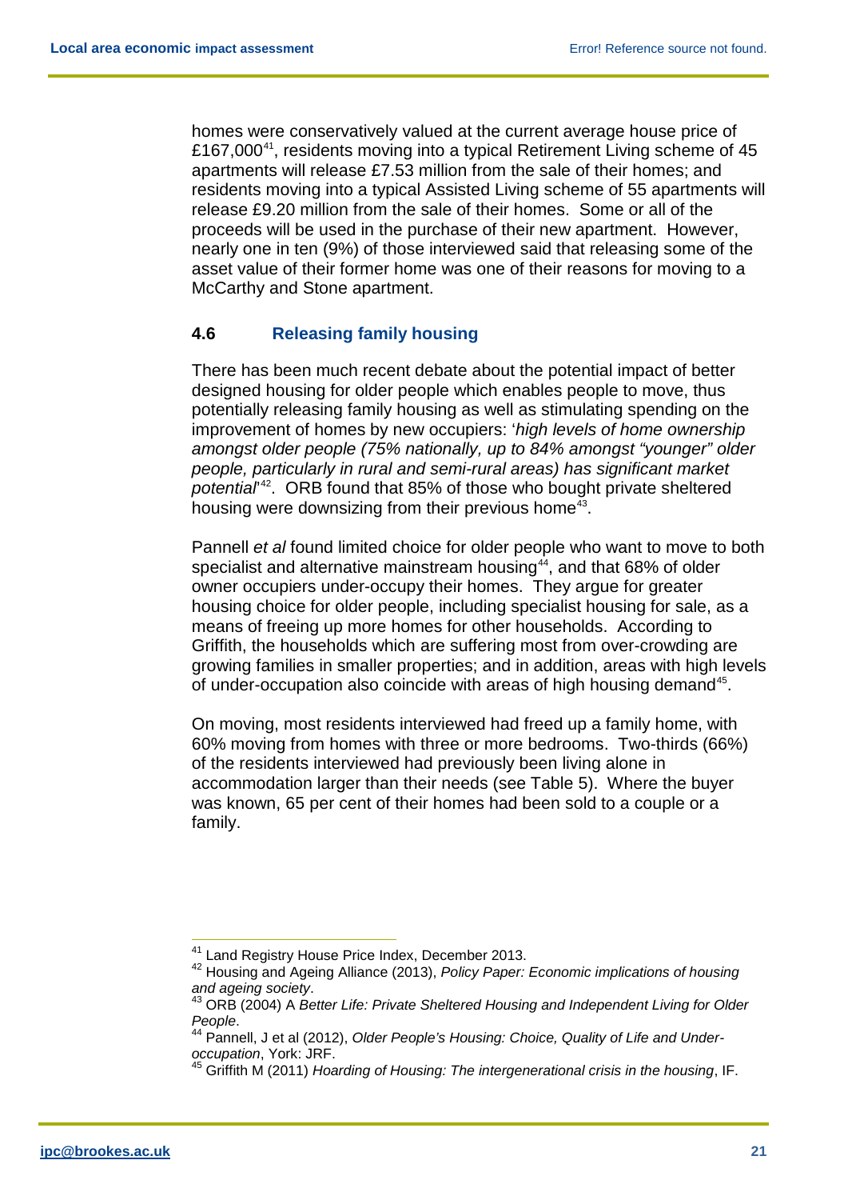homes were conservatively valued at the current average house price of £167,000[41], residents moving into a typical Retirement Living scheme of 45 apartments will release £7.53 million from the sale of their homes; and residents moving into a typical Assisted Living scheme of 55 apartments will release £9.20 million from the sale of their homes. Some or all of the proceeds will be used in the purchase of their new apartment. However, nearly one in ten (9%) of those interviewed said that releasing some of the asset value of their former home was one of their reasons for moving to a McCarthy and Stone apartment.

## 4.6 Releasing family housing

There has been much recent debate about the potential impact of better designed housing for older people which enables people to move, thus potentially releasing family housing as well as stimulating spending on the improvement of homes by new occupiers: '*high levels of home ownership amongst older people (75% nationally, up to 84% amongst "younger" older people, particularly in rural and semi-rural areas) has significant market potential*'[42]. ORB found that 85% of those who bought private sheltered housing were downsizing from their previous home[43].

Pannell *et al* found limited choice for older people who want to move to both specialist and alternative mainstream housing[44], and that 68% of older owner occupiers under-occupy their homes. They argue for greater housing choice for older people, including specialist housing for sale, as a means of freeing up more homes for other households. According to Griffith, the households which are suffering most from over-crowding are growing families in smaller properties; and in addition, areas with high levels of under-occupation also coincide with areas of high housing demand[45].

On moving, most residents interviewed had freed up a family home, with 60% moving from homes with three or more bedrooms. Two-thirds (66%) of the residents interviewed had previously been living alone in accommodation larger than their needs (see Table 5). Where the buyer was known, 65 per cent of their homes had been sold to a couple or a family.

---

[41] Land Registry House Price Index, December 2013.

[42] Housing and Ageing Alliance (2013), *Policy Paper: Economic implications of housing and ageing society*.

[43] ORB (2004) A *Better Life: Private Sheltered Housing and Independent Living for Older People*.

[44] Pannell, J et al (2012), *Older People's Housing: Choice, Quality of Life and Under-occupation*, York: JRF.

[45] Griffith M (2011) *Hoarding of Housing: The intergenerational crisis in the housing*, IF.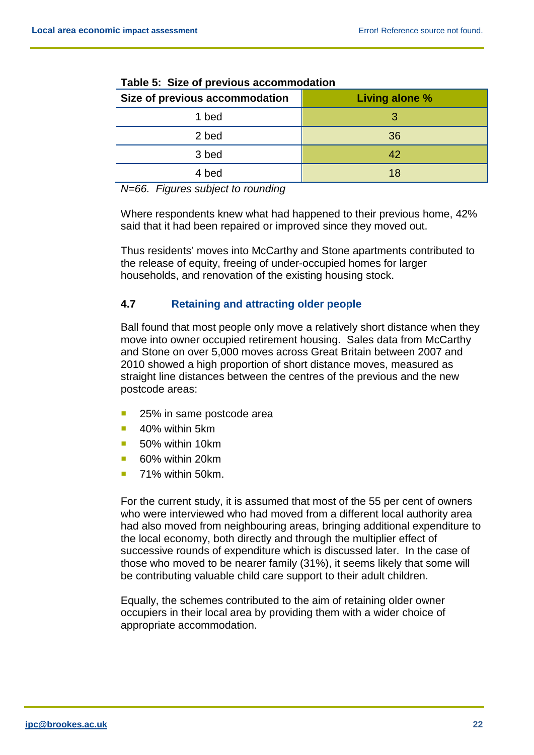**Table 5: Size of previous accommodation**

| Size of previous accommodation | Living alone % |
|---|---|
| 1 bed | 3 |
| 2 bed | 36 |
| 3 bed | 42 |
| 4 bed | 18 |

*N=66. Figures subject to rounding*

Where respondents knew what had happened to their previous home, 42% said that it had been repaired or improved since they moved out.

Thus residents' moves into McCarthy and Stone apartments contributed to the release of equity, freeing of under-occupied homes for larger households, and renovation of the existing housing stock.

### 4.7 Retaining and attracting older people

Ball found that most people only move a relatively short distance when they move into owner occupied retirement housing. Sales data from McCarthy and Stone on over 5,000 moves across Great Britain between 2007 and 2010 showed a high proportion of short distance moves, measured as straight line distances between the centres of the previous and the new postcode areas:

- 25% in same postcode area
- 40% within 5km
- 50% within 10km
- 60% within 20km
- 71% within 50km.

For the current study, it is assumed that most of the 55 per cent of owners who were interviewed who had moved from a different local authority area had also moved from neighbouring areas, bringing additional expenditure to the local economy, both directly and through the multiplier effect of successive rounds of expenditure which is discussed later. In the case of those who moved to be nearer family (31%), it seems likely that some will be contributing valuable child care support to their adult children.

Equally, the schemes contributed to the aim of retaining older owner occupiers in their local area by providing them with a wider choice of appropriate accommodation.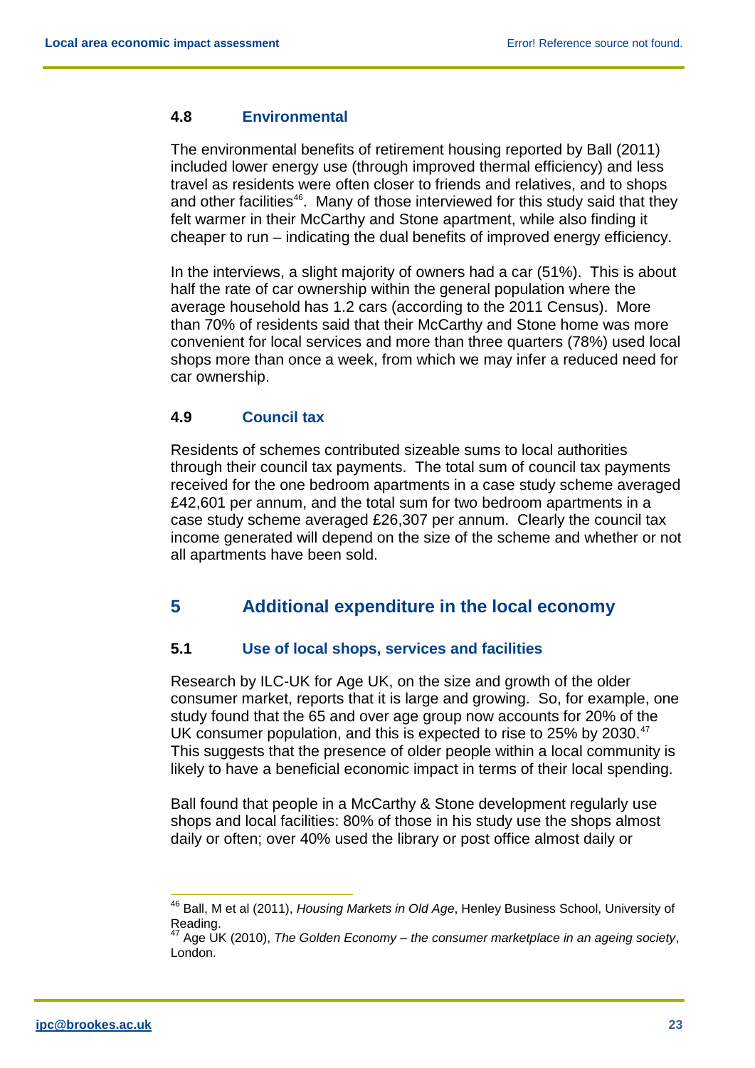### 4.8 Environmental

The environmental benefits of retirement housing reported by Ball (2011) included lower energy use (through improved thermal efficiency) and less travel as residents were often closer to friends and relatives, and to shops and other facilities[46]. Many of those interviewed for this study said that they felt warmer in their McCarthy and Stone apartment, while also finding it cheaper to run – indicating the dual benefits of improved energy efficiency.

In the interviews, a slight majority of owners had a car (51%). This is about half the rate of car ownership within the general population where the average household has 1.2 cars (according to the 2011 Census). More than 70% of residents said that their McCarthy and Stone home was more convenient for local services and more than three quarters (78%) used local shops more than once a week, from which we may infer a reduced need for car ownership.

### 4.9 Council tax

Residents of schemes contributed sizeable sums to local authorities through their council tax payments. The total sum of council tax payments received for the one bedroom apartments in a case study scheme averaged £42,601 per annum, and the total sum for two bedroom apartments in a case study scheme averaged £26,307 per annum. Clearly the council tax income generated will depend on the size of the scheme and whether or not all apartments have been sold.

## 5 Additional expenditure in the local economy

### 5.1 Use of local shops, services and facilities

Research by ILC-UK for Age UK, on the size and growth of the older consumer market, reports that it is large and growing. So, for example, one study found that the 65 and over age group now accounts for 20% of the UK consumer population, and this is expected to rise to 25% by 2030.[47] This suggests that the presence of older people within a local community is likely to have a beneficial economic impact in terms of their local spending.

Ball found that people in a McCarthy & Stone development regularly use shops and local facilities: 80% of those in his study use the shops almost daily or often; over 40% used the library or post office almost daily or

---

[46] Ball, M et al (2011), *Housing Markets in Old Age*, Henley Business School, University of Reading.

[47] Age UK (2010), *The Golden Economy – the consumer marketplace in an ageing society*, London.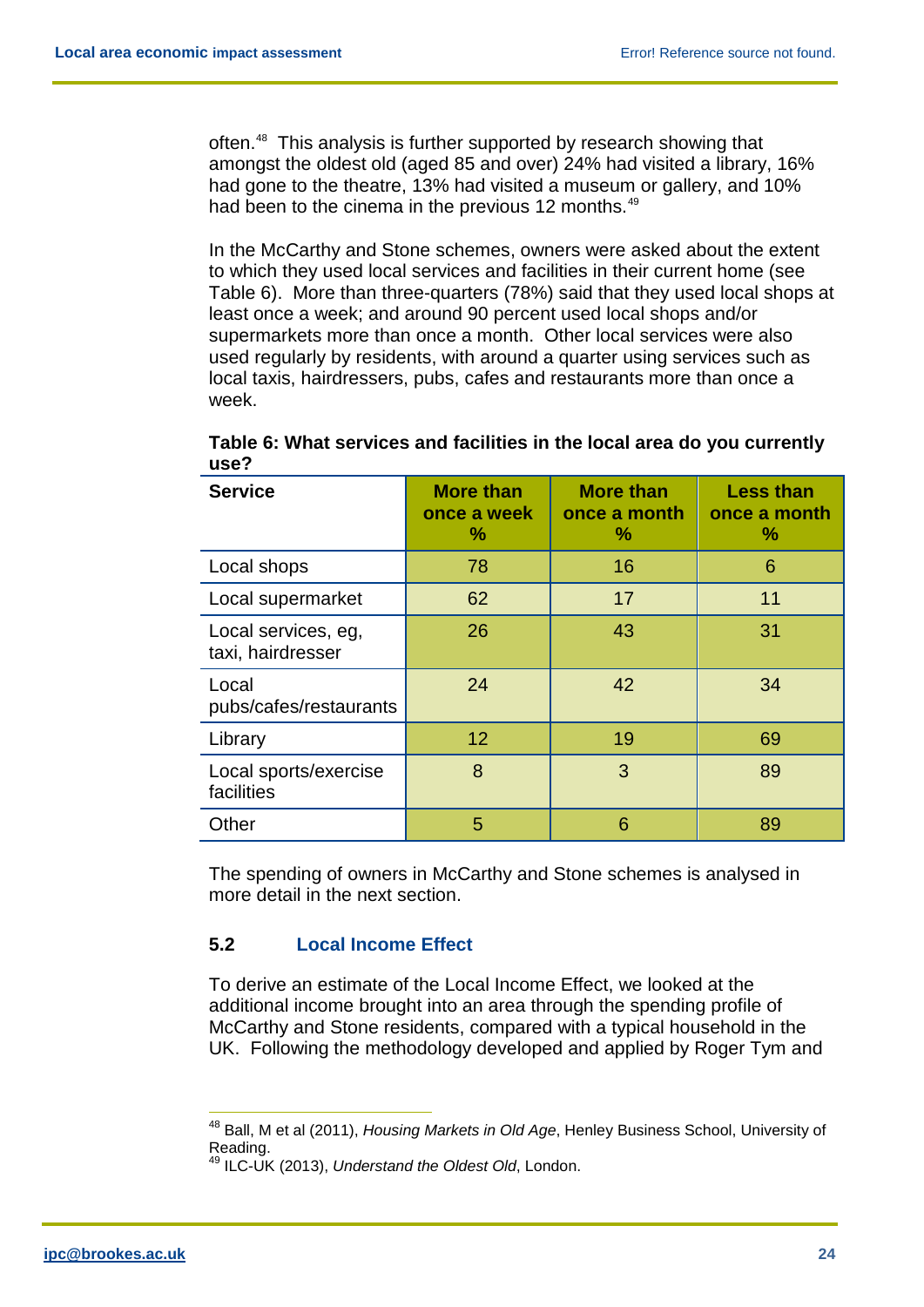often.[48] This analysis is further supported by research showing that amongst the oldest old (aged 85 and over) 24% had visited a library, 16% had gone to the theatre, 13% had visited a museum or gallery, and 10% had been to the cinema in the previous 12 months.[49]

In the McCarthy and Stone schemes, owners were asked about the extent to which they used local services and facilities in their current home (see Table 6). More than three-quarters (78%) said that they used local shops at least once a week; and around 90 percent used local shops and/or supermarkets more than once a month. Other local services were also used regularly by residents, with around a quarter using services such as local taxis, hairdressers, pubs, cafes and restaurants more than once a week.

**Table 6: What services and facilities in the local area do you currently use?**

| Service | More than once a week % | More than once a month % | Less than once a month % |
|---|---|---|---|
| Local shops | 78 | 16 | 6 |
| Local supermarket | 62 | 17 | 11 |
| Local services, eg, taxi, hairdresser | 26 | 43 | 31 |
| Local pubs/cafes/restaurants | 24 | 42 | 34 |
| Library | 12 | 19 | 69 |
| Local sports/exercise facilities | 8 | 3 | 89 |
| Other | 5 | 6 | 89 |

The spending of owners in McCarthy and Stone schemes is analysed in more detail in the next section.

### 5.2 Local Income Effect

To derive an estimate of the Local Income Effect, we looked at the additional income brought into an area through the spending profile of McCarthy and Stone residents, compared with a typical household in the UK. Following the methodology developed and applied by Roger Tym and

[48] Ball, M et al (2011), *Housing Markets in Old Age*, Henley Business School, University of Reading.

[49] ILC-UK (2013), *Understand the Oldest Old*, London.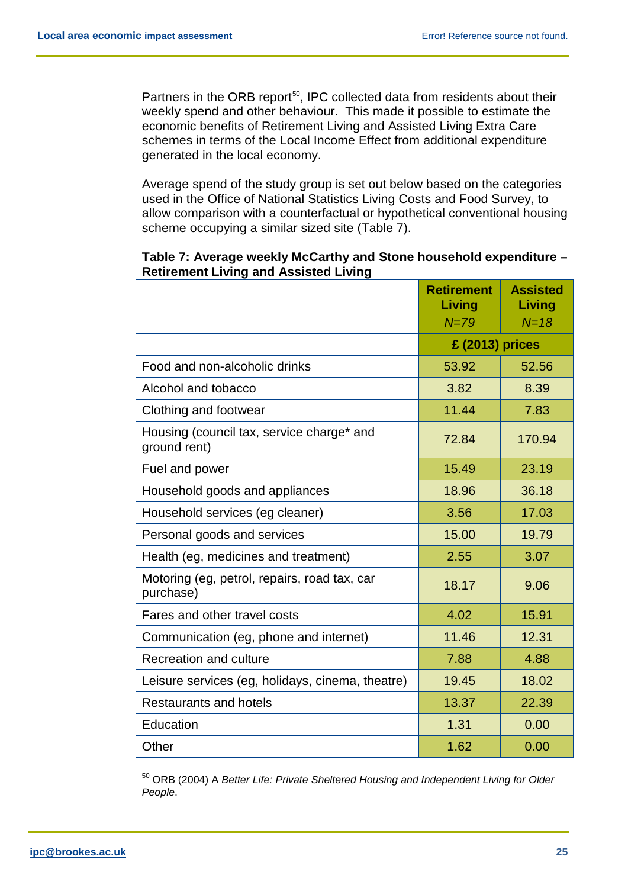Partners in the ORB report[50], IPC collected data from residents about their weekly spend and other behaviour. This made it possible to estimate the economic benefits of Retirement Living and Assisted Living Extra Care schemes in terms of the Local Income Effect from additional expenditure generated in the local economy.

Average spend of the study group is set out below based on the categories used in the Office of National Statistics Living Costs and Food Survey, to allow comparison with a counterfactual or hypothetical conventional housing scheme occupying a similar sized site (Table 7).

**Table 7: Average weekly McCarthy and Stone household expenditure – Retirement Living and Assisted Living**

| | **Retirement Living** *N=79* | **Assisted Living** *N=18* |
|---|---|---|
| | **£ (2013) prices** | |
| Food and non-alcoholic drinks | 53.92 | 52.56 |
| Alcohol and tobacco | 3.82 | 8.39 |
| Clothing and footwear | 11.44 | 7.83 |
| Housing (council tax, service charge* and ground rent) | 72.84 | 170.94 |
| Fuel and power | 15.49 | 23.19 |
| Household goods and appliances | 18.96 | 36.18 |
| Household services (eg cleaner) | 3.56 | 17.03 |
| Personal goods and services | 15.00 | 19.79 |
| Health (eg, medicines and treatment) | 2.55 | 3.07 |
| Motoring (eg, petrol, repairs, road tax, car purchase) | 18.17 | 9.06 |
| Fares and other travel costs | 4.02 | 15.91 |
| Communication (eg, phone and internet) | 11.46 | 12.31 |
| Recreation and culture | 7.88 | 4.88 |
| Leisure services (eg, holidays, cinema, theatre) | 19.45 | 18.02 |
| Restaurants and hotels | 13.37 | 22.39 |
| Education | 1.31 | 0.00 |
| Other | 1.62 | 0.00 |

[50] ORB (2004) A *Better Life: Private Sheltered Housing and Independent Living for Older People*.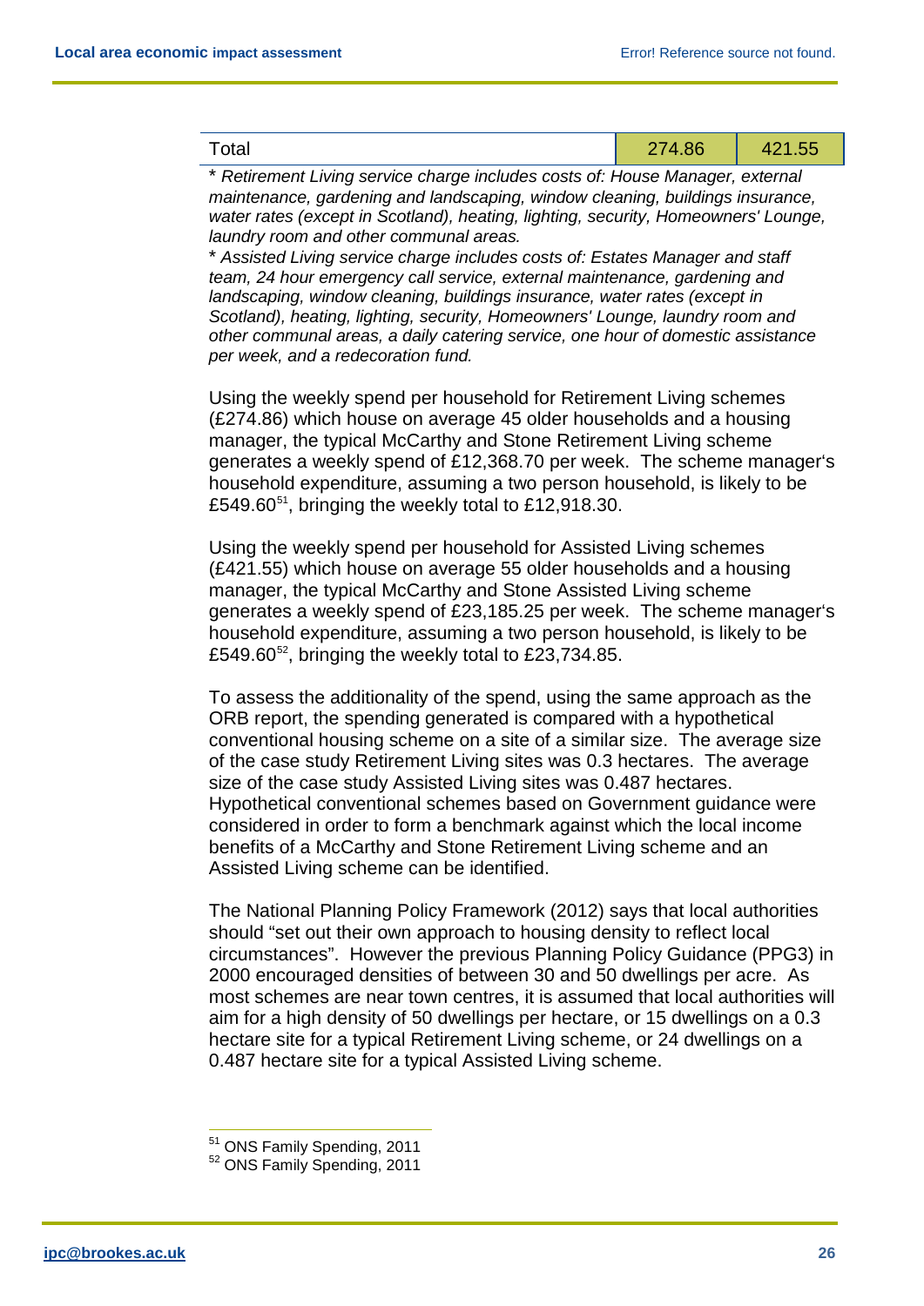| Total | 274.86 | 421.55 |
|---|---|---|

* *Retirement Living service charge includes costs of: House Manager, external maintenance, gardening and landscaping, window cleaning, buildings insurance, water rates (except in Scotland), heating, lighting, security, Homeowners' Lounge, laundry room and other communal areas.*

* *Assisted Living service charge includes costs of: Estates Manager and staff team, 24 hour emergency call service, external maintenance, gardening and landscaping, window cleaning, buildings insurance, water rates (except in Scotland), heating, lighting, security, Homeowners' Lounge, laundry room and other communal areas, a daily catering service, one hour of domestic assistance per week, and a redecoration fund.*

Using the weekly spend per household for Retirement Living schemes (£274.86) which house on average 45 older households and a housing manager, the typical McCarthy and Stone Retirement Living scheme generates a weekly spend of £12,368.70 per week. The scheme manager's household expenditure, assuming a two person household, is likely to be £549.60[51], bringing the weekly total to £12,918.30.

Using the weekly spend per household for Assisted Living schemes (£421.55) which house on average 55 older households and a housing manager, the typical McCarthy and Stone Assisted Living scheme generates a weekly spend of £23,185.25 per week. The scheme manager's household expenditure, assuming a two person household, is likely to be £549.60[52], bringing the weekly total to £23,734.85.

To assess the additionality of the spend, using the same approach as the ORB report, the spending generated is compared with a hypothetical conventional housing scheme on a site of a similar size. The average size of the case study Retirement Living sites was 0.3 hectares. The average size of the case study Assisted Living sites was 0.487 hectares. Hypothetical conventional schemes based on Government guidance were considered in order to form a benchmark against which the local income benefits of a McCarthy and Stone Retirement Living scheme and an Assisted Living scheme can be identified.

The National Planning Policy Framework (2012) says that local authorities should "set out their own approach to housing density to reflect local circumstances". However the previous Planning Policy Guidance (PPG3) in 2000 encouraged densities of between 30 and 50 dwellings per acre. As most schemes are near town centres, it is assumed that local authorities will aim for a high density of 50 dwellings per hectare, or 15 dwellings on a 0.3 hectare site for a typical Retirement Living scheme, or 24 dwellings on a 0.487 hectare site for a typical Assisted Living scheme.

[51] ONS Family Spending, 2011

[52] ONS Family Spending, 2011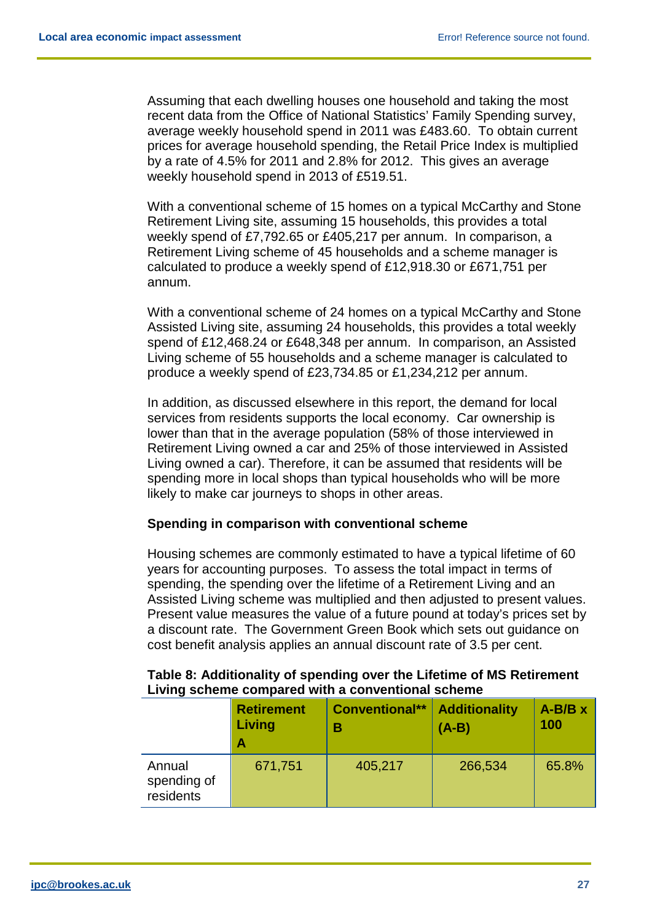Assuming that each dwelling houses one household and taking the most recent data from the Office of National Statistics' Family Spending survey, average weekly household spend in 2011 was £483.60. To obtain current prices for average household spending, the Retail Price Index is multiplied by a rate of 4.5% for 2011 and 2.8% for 2012. This gives an average weekly household spend in 2013 of £519.51.

With a conventional scheme of 15 homes on a typical McCarthy and Stone Retirement Living site, assuming 15 households, this provides a total weekly spend of £7,792.65 or £405,217 per annum. In comparison, a Retirement Living scheme of 45 households and a scheme manager is calculated to produce a weekly spend of £12,918.30 or £671,751 per annum.

With a conventional scheme of 24 homes on a typical McCarthy and Stone Assisted Living site, assuming 24 households, this provides a total weekly spend of £12,468.24 or £648,348 per annum. In comparison, an Assisted Living scheme of 55 households and a scheme manager is calculated to produce a weekly spend of £23,734.85 or £1,234,212 per annum.

In addition, as discussed elsewhere in this report, the demand for local services from residents supports the local economy. Car ownership is lower than that in the average population (58% of those interviewed in Retirement Living owned a car and 25% of those interviewed in Assisted Living owned a car). Therefore, it can be assumed that residents will be spending more in local shops than typical households who will be more likely to make car journeys to shops in other areas.

**Spending in comparison with conventional scheme**

Housing schemes are commonly estimated to have a typical lifetime of 60 years for accounting purposes. To assess the total impact in terms of spending, the spending over the lifetime of a Retirement Living and an Assisted Living scheme was multiplied and then adjusted to present values. Present value measures the value of a future pound at today's prices set by a discount rate. The Government Green Book which sets out guidance on cost benefit analysis applies an annual discount rate of 3.5 per cent.

**Table 8: Additionality of spending over the Lifetime of MS Retirement Living scheme compared with a conventional scheme**

| | Retirement Living A | Conventional** B | Additionality (A-B) | A-B/B x 100 |
|---|---|---|---|---|
| Annual spending of residents | 671,751 | 405,217 | 266,534 | 65.8% |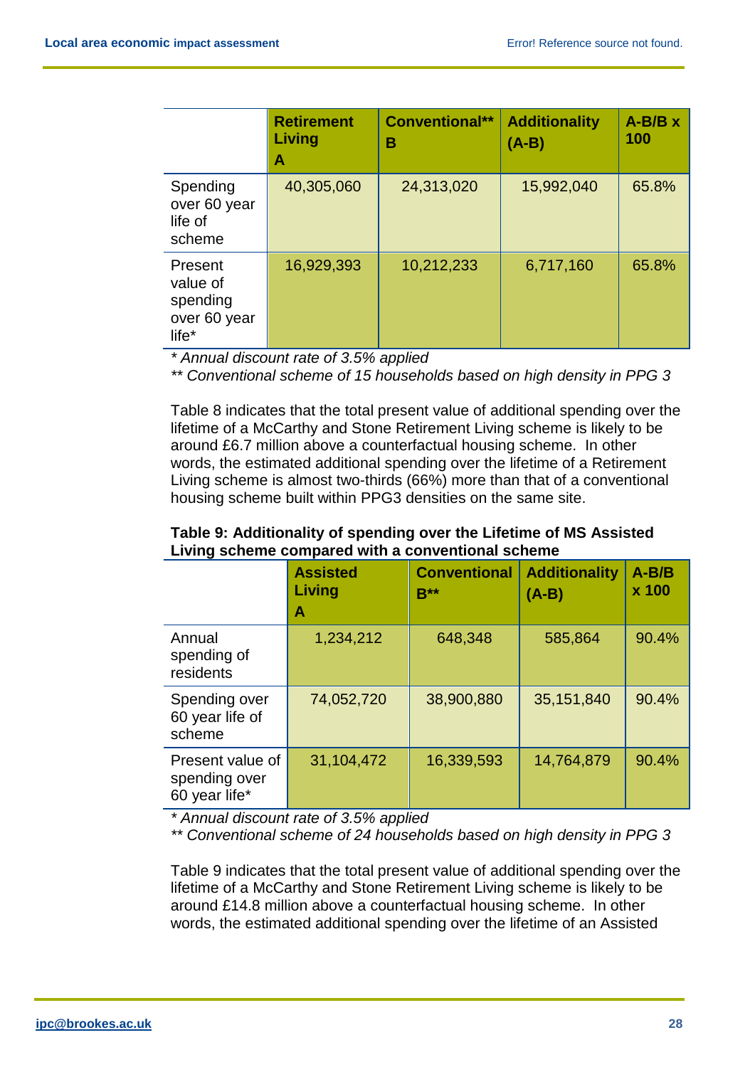| | **Retirement Living A** | **Conventional** B** | **Additionality (A-B)** | **A-B/B x 100** |
|---|---|---|---|---|
| Spending over 60 year life of scheme | 40,305,060 | 24,313,020 | 15,992,040 | 65.8% |
| Present value of spending over 60 year life* | 16,929,393 | 10,212,233 | 6,717,160 | 65.8% |

*\* Annual discount rate of 3.5% applied*
*\*\* Conventional scheme of 15 households based on high density in PPG 3*

Table 8 indicates that the total present value of additional spending over the lifetime of a McCarthy and Stone Retirement Living scheme is likely to be around £6.7 million above a counterfactual housing scheme. In other words, the estimated additional spending over the lifetime of a Retirement Living scheme is almost two-thirds (66%) more than that of a conventional housing scheme built within PPG3 densities on the same site.

**Table 9: Additionality of spending over the Lifetime of MS Assisted Living scheme compared with a conventional scheme**

| | **Assisted Living A** | **Conventional B\*\*** | **Additionality (A-B)** | **A-B/B x 100** |
|---|---|---|---|---|
| Annual spending of residents | 1,234,212 | 648,348 | 585,864 | 90.4% |
| Spending over 60 year life of scheme | 74,052,720 | 38,900,880 | 35,151,840 | 90.4% |
| Present value of spending over 60 year life* | 31,104,472 | 16,339,593 | 14,764,879 | 90.4% |

*\* Annual discount rate of 3.5% applied*
*\*\* Conventional scheme of 24 households based on high density in PPG 3*

Table 9 indicates that the total present value of additional spending over the lifetime of a McCarthy and Stone Retirement Living scheme is likely to be around £14.8 million above a counterfactual housing scheme. In other words, the estimated additional spending over the lifetime of an Assisted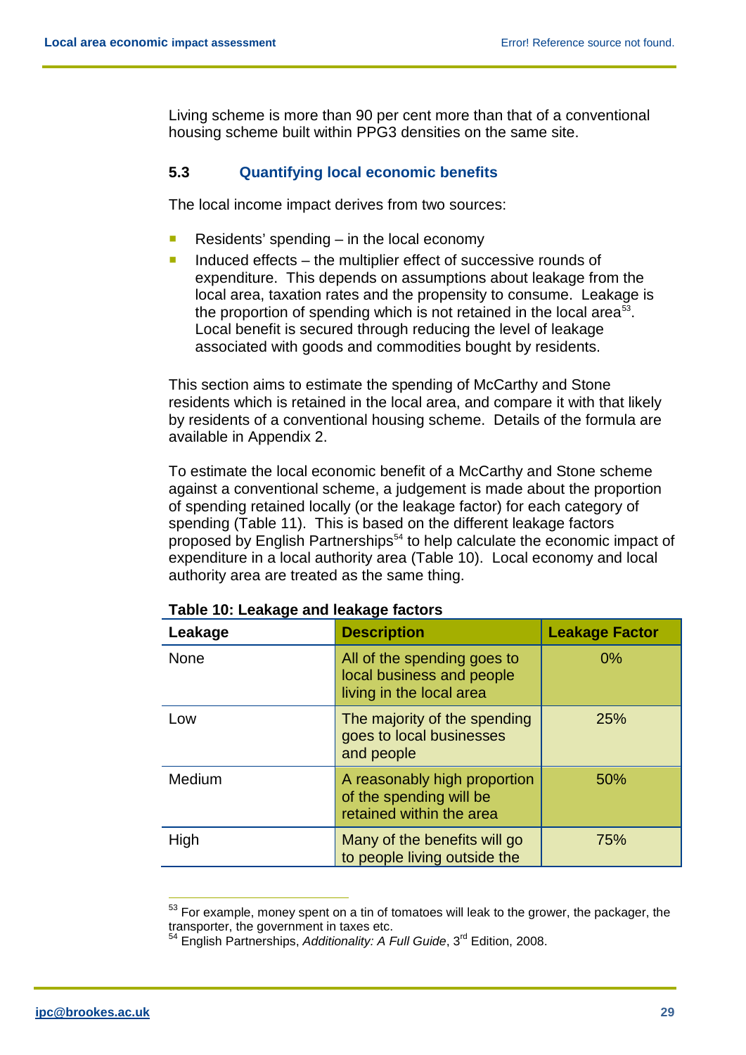Living scheme is more than 90 per cent more than that of a conventional housing scheme built within PPG3 densities on the same site.

### 5.3 Quantifying local economic benefits

The local income impact derives from two sources:

- Residents' spending – in the local economy
- Induced effects – the multiplier effect of successive rounds of expenditure. This depends on assumptions about leakage from the local area, taxation rates and the propensity to consume. Leakage is the proportion of spending which is not retained in the local area[53]. Local benefit is secured through reducing the level of leakage associated with goods and commodities bought by residents.

This section aims to estimate the spending of McCarthy and Stone residents which is retained in the local area, and compare it with that likely by residents of a conventional housing scheme. Details of the formula are available in Appendix 2.

To estimate the local economic benefit of a McCarthy and Stone scheme against a conventional scheme, a judgement is made about the proportion of spending retained locally (or the leakage factor) for each category of spending (Table 11). This is based on the different leakage factors proposed by English Partnerships[54] to help calculate the economic impact of expenditure in a local authority area (Table 10). Local economy and local authority area are treated as the same thing.

**Table 10: Leakage and leakage factors**

| Leakage | Description | Leakage Factor |
|---|---|---|
| None | All of the spending goes to local business and people living in the local area | 0% |
| Low | The majority of the spending goes to local businesses and people | 25% |
| Medium | A reasonably high proportion of the spending will be retained within the area | 50% |
| High | Many of the benefits will go to people living outside the | 75% |

[53] For example, money spent on a tin of tomatoes will leak to the grower, the packager, the transporter, the government in taxes etc.

[54] English Partnerships, *Additionality: A Full Guide*, 3rd Edition, 2008.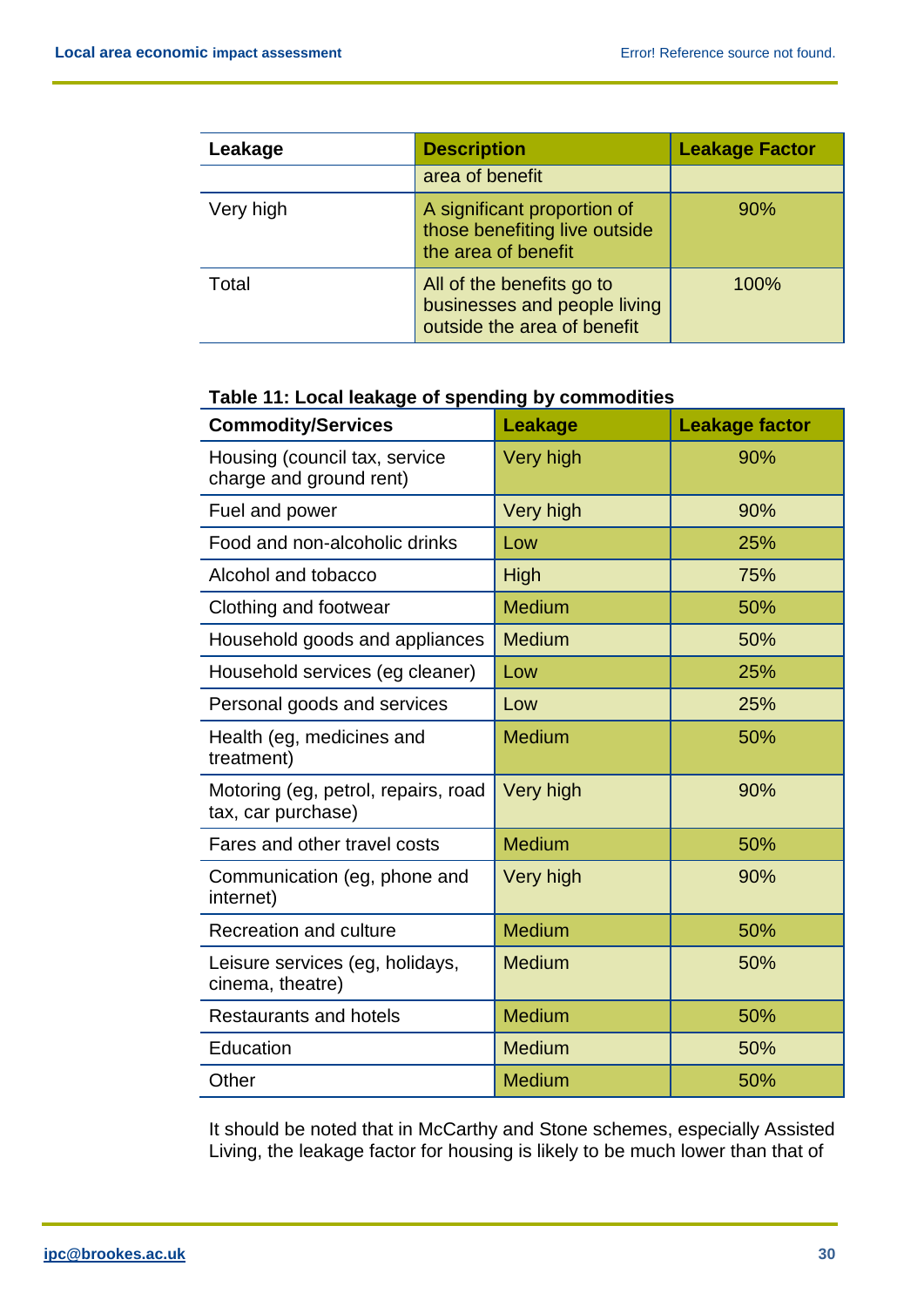| Leakage | Description | Leakage Factor |
|---|---|---|
| | area of benefit | |
| Very high | A significant proportion of those benefiting live outside the area of benefit | 90% |
| Total | All of the benefits go to businesses and people living outside the area of benefit | 100% |

**Table 11: Local leakage of spending by commodities**

| Commodity/Services | Leakage | Leakage factor |
|---|---|---|
| Housing (council tax, service charge and ground rent) | Very high | 90% |
| Fuel and power | Very high | 90% |
| Food and non-alcoholic drinks | Low | 25% |
| Alcohol and tobacco | High | 75% |
| Clothing and footwear | Medium | 50% |
| Household goods and appliances | Medium | 50% |
| Household services (eg cleaner) | Low | 25% |
| Personal goods and services | Low | 25% |
| Health (eg, medicines and treatment) | Medium | 50% |
| Motoring (eg, petrol, repairs, road tax, car purchase) | Very high | 90% |
| Fares and other travel costs | Medium | 50% |
| Communication (eg, phone and internet) | Very high | 90% |
| Recreation and culture | Medium | 50% |
| Leisure services (eg, holidays, cinema, theatre) | Medium | 50% |
| Restaurants and hotels | Medium | 50% |
| Education | Medium | 50% |
| Other | Medium | 50% |

It should be noted that in McCarthy and Stone schemes, especially Assisted Living, the leakage factor for housing is likely to be much lower than that of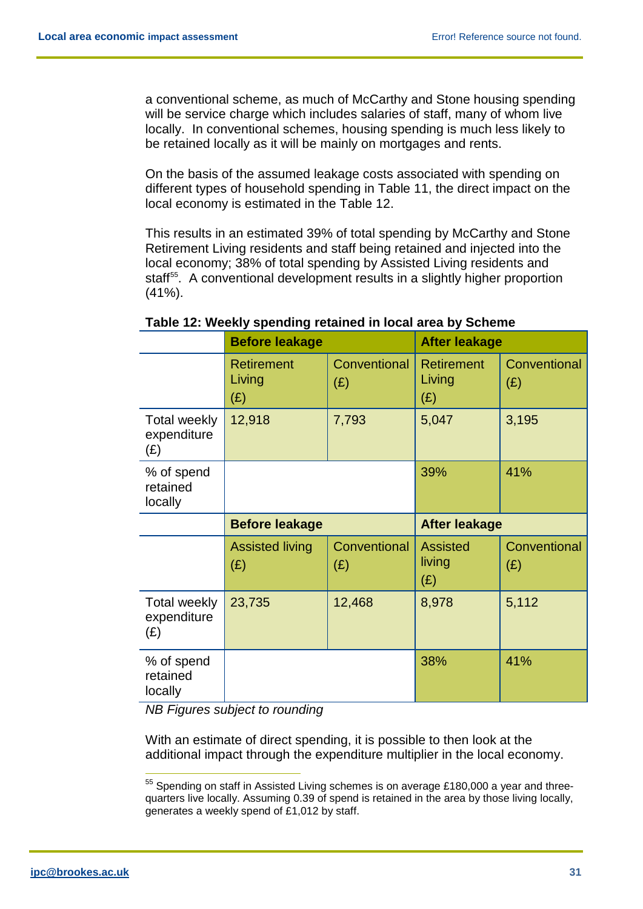a conventional scheme, as much of McCarthy and Stone housing spending will be service charge which includes salaries of staff, many of whom live locally. In conventional schemes, housing spending is much less likely to be retained locally as it will be mainly on mortgages and rents.

On the basis of the assumed leakage costs associated with spending on different types of household spending in Table 11, the direct impact on the local economy is estimated in the Table 12.

This results in an estimated 39% of total spending by McCarthy and Stone Retirement Living residents and staff being retained and injected into the local economy; 38% of total spending by Assisted Living residents and staff[55]. A conventional development results in a slightly higher proportion (41%).

**Table 12: Weekly spending retained in local area by Scheme**

| | **Before leakage** | | **After leakage** | |
|---|---|---|---|---|
| | Retirement Living (£) | Conventional (£) | Retirement Living (£) | Conventional (£) |
| Total weekly expenditure (£) | 12,918 | 7,793 | 5,047 | 3,195 |
| % of spend retained locally | | | 39% | 41% |
| | **Before leakage** | | **After leakage** | |
| | Assisted living (£) | Conventional (£) | Assisted living (£) | Conventional (£) |
| Total weekly expenditure (£) | 23,735 | 12,468 | 8,978 | 5,112 |
| % of spend retained locally | | | 38% | 41% |

*NB Figures subject to rounding*

With an estimate of direct spending, it is possible to then look at the additional impact through the expenditure multiplier in the local economy.

[55] Spending on staff in Assisted Living schemes is on average £180,000 a year and three-quarters live locally. Assuming 0.39 of spend is retained in the area by those living locally, generates a weekly spend of £1,012 by staff.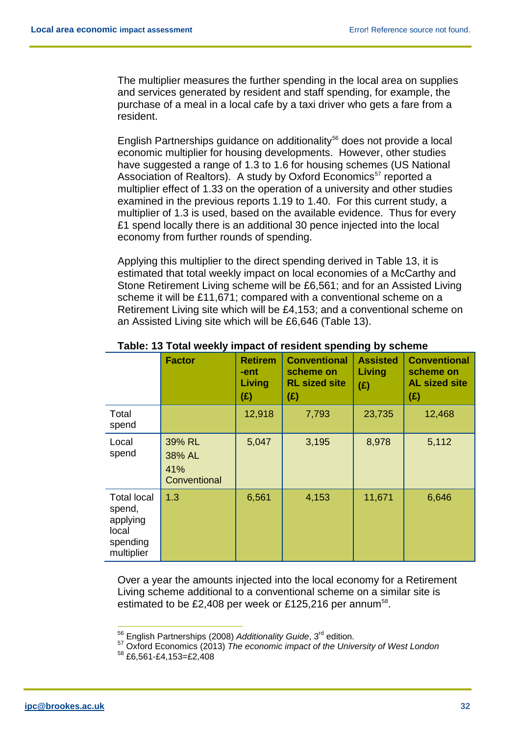The multiplier measures the further spending in the local area on supplies and services generated by resident and staff spending, for example, the purchase of a meal in a local cafe by a taxi driver who gets a fare from a resident.

English Partnerships guidance on additionality[56] does not provide a local economic multiplier for housing developments. However, other studies have suggested a range of 1.3 to 1.6 for housing schemes (US National Association of Realtors). A study by Oxford Economics[57] reported a multiplier effect of 1.33 on the operation of a university and other studies examined in the previous reports 1.19 to 1.40. For this current study, a multiplier of 1.3 is used, based on the available evidence. Thus for every £1 spend locally there is an additional 30 pence injected into the local economy from further rounds of spending.

Applying this multiplier to the direct spending derived in Table 13, it is estimated that total weekly impact on local economies of a McCarthy and Stone Retirement Living scheme will be £6,561; and for an Assisted Living scheme it will be £11,671; compared with a conventional scheme on a Retirement Living site which will be £4,153; and a conventional scheme on an Assisted Living site which will be £6,646 (Table 13).

**Table: 13 Total weekly impact of resident spending by scheme**

| | Factor | Retirement Living (£) | Conventional scheme on RL sized site (£) | Assisted Living (£) | Conventional scheme on AL sized site (£) |
|---|---|---|---|---|---|
| Total spend | | 12,918 | 7,793 | 23,735 | 12,468 |
| Local spend | 39% RL 38% AL 41% Conventional | 5,047 | 3,195 | 8,978 | 5,112 |
| Total local spend, applying local spending multiplier | 1.3 | 6,561 | 4,153 | 11,671 | 6,646 |

Over a year the amounts injected into the local economy for a Retirement Living scheme additional to a conventional scheme on a similar site is estimated to be £2,408 per week or £125,216 per annum[58].

---

[56] English Partnerships (2008) *Additionality Guide*, 3rd edition.

[57] Oxford Economics (2013) *The economic impact of the University of West London*

[58] £6,561-£4,153=£2,408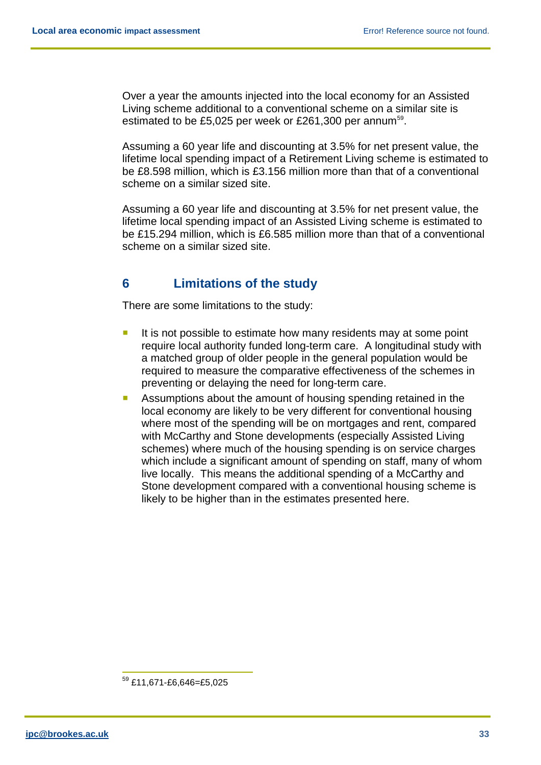Over a year the amounts injected into the local economy for an Assisted Living scheme additional to a conventional scheme on a similar site is estimated to be £5,025 per week or £261,300 per annum[59].

Assuming a 60 year life and discounting at 3.5% for net present value, the lifetime local spending impact of a Retirement Living scheme is estimated to be £8.598 million, which is £3.156 million more than that of a conventional scheme on a similar sized site.

Assuming a 60 year life and discounting at 3.5% for net present value, the lifetime local spending impact of an Assisted Living scheme is estimated to be £15.294 million, which is £6.585 million more than that of a conventional scheme on a similar sized site.

## 6 Limitations of the study

There are some limitations to the study:

- It is not possible to estimate how many residents may at some point require local authority funded long-term care. A longitudinal study with a matched group of older people in the general population would be required to measure the comparative effectiveness of the schemes in preventing or delaying the need for long-term care.
- Assumptions about the amount of housing spending retained in the local economy are likely to be very different for conventional housing where most of the spending will be on mortgages and rent, compared with McCarthy and Stone developments (especially Assisted Living schemes) where much of the housing spending is on service charges which include a significant amount of spending on staff, many of whom live locally. This means the additional spending of a McCarthy and Stone development compared with a conventional housing scheme is likely to be higher than in the estimates presented here.

[59] £11,671-£6,646=£5,025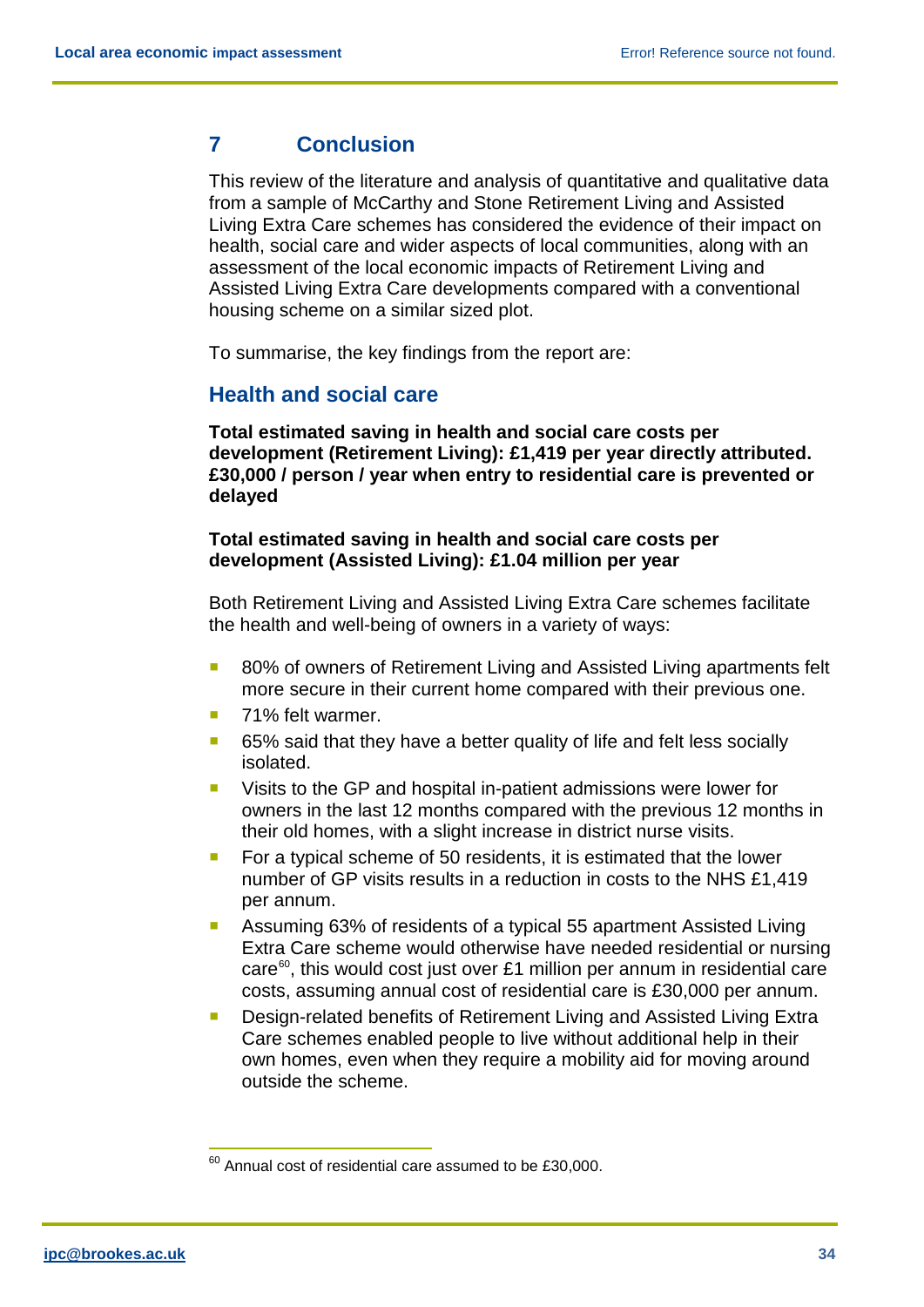## 7 Conclusion

This review of the literature and analysis of quantitative and qualitative data from a sample of McCarthy and Stone Retirement Living and Assisted Living Extra Care schemes has considered the evidence of their impact on health, social care and wider aspects of local communities, along with an assessment of the local economic impacts of Retirement Living and Assisted Living Extra Care developments compared with a conventional housing scheme on a similar sized plot.

To summarise, the key findings from the report are:

### Health and social care

**Total estimated saving in health and social care costs per development (Retirement Living): £1,419 per year directly attributed. £30,000 / person / year when entry to residential care is prevented or delayed**

**Total estimated saving in health and social care costs per development (Assisted Living): £1.04 million per year**

Both Retirement Living and Assisted Living Extra Care schemes facilitate the health and well-being of owners in a variety of ways:

- 80% of owners of Retirement Living and Assisted Living apartments felt more secure in their current home compared with their previous one.
- 71% felt warmer.
- 65% said that they have a better quality of life and felt less socially isolated.
- Visits to the GP and hospital in-patient admissions were lower for owners in the last 12 months compared with the previous 12 months in their old homes, with a slight increase in district nurse visits.
- For a typical scheme of 50 residents, it is estimated that the lower number of GP visits results in a reduction in costs to the NHS £1,419 per annum.
- Assuming 63% of residents of a typical 55 apartment Assisted Living Extra Care scheme would otherwise have needed residential or nursing care[60], this would cost just over £1 million per annum in residential care costs, assuming annual cost of residential care is £30,000 per annum.
- Design-related benefits of Retirement Living and Assisted Living Extra Care schemes enabled people to live without additional help in their own homes, even when they require a mobility aid for moving around outside the scheme.

[60] Annual cost of residential care assumed to be £30,000.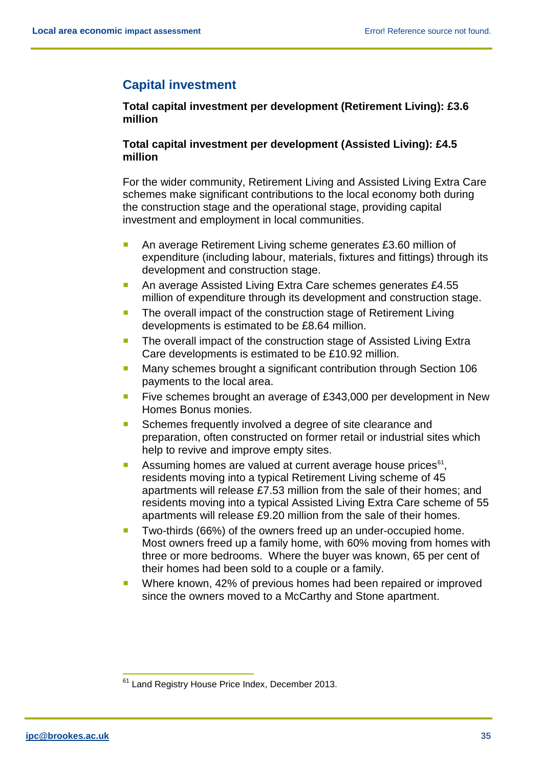## Capital investment

**Total capital investment per development (Retirement Living): £3.6 million**

**Total capital investment per development (Assisted Living): £4.5 million**

For the wider community, Retirement Living and Assisted Living Extra Care schemes make significant contributions to the local economy both during the construction stage and the operational stage, providing capital investment and employment in local communities.

- An average Retirement Living scheme generates £3.60 million of expenditure (including labour, materials, fixtures and fittings) through its development and construction stage.
- An average Assisted Living Extra Care schemes generates £4.55 million of expenditure through its development and construction stage.
- The overall impact of the construction stage of Retirement Living developments is estimated to be £8.64 million.
- The overall impact of the construction stage of Assisted Living Extra Care developments is estimated to be £10.92 million.
- Many schemes brought a significant contribution through Section 106 payments to the local area.
- Five schemes brought an average of £343,000 per development in New Homes Bonus monies.
- Schemes frequently involved a degree of site clearance and preparation, often constructed on former retail or industrial sites which help to revive and improve empty sites.
- Assuming homes are valued at current average house prices[61], residents moving into a typical Retirement Living scheme of 45 apartments will release £7.53 million from the sale of their homes; and residents moving into a typical Assisted Living Extra Care scheme of 55 apartments will release £9.20 million from the sale of their homes.
- Two-thirds (66%) of the owners freed up an under-occupied home. Most owners freed up a family home, with 60% moving from homes with three or more bedrooms. Where the buyer was known, 65 per cent of their homes had been sold to a couple or a family.
- Where known, 42% of previous homes had been repaired or improved since the owners moved to a McCarthy and Stone apartment.

[61] Land Registry House Price Index, December 2013.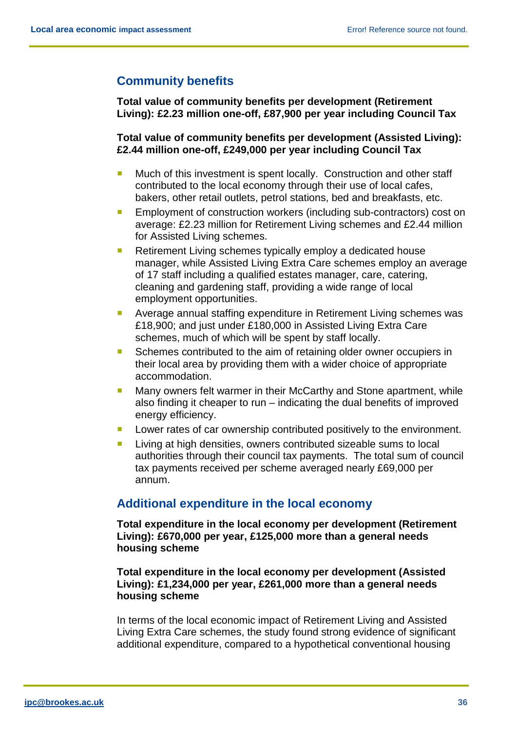## Community benefits

**Total value of community benefits per development (Retirement Living): £2.23 million one-off, £87,900 per year including Council Tax**

**Total value of community benefits per development (Assisted Living): £2.44 million one-off, £249,000 per year including Council Tax**

- Much of this investment is spent locally. Construction and other staff contributed to the local economy through their use of local cafes, bakers, other retail outlets, petrol stations, bed and breakfasts, etc.
- Employment of construction workers (including sub-contractors) cost on average: £2.23 million for Retirement Living schemes and £2.44 million for Assisted Living schemes.
- Retirement Living schemes typically employ a dedicated house manager, while Assisted Living Extra Care schemes employ an average of 17 staff including a qualified estates manager, care, catering, cleaning and gardening staff, providing a wide range of local employment opportunities.
- Average annual staffing expenditure in Retirement Living schemes was £18,900; and just under £180,000 in Assisted Living Extra Care schemes, much of which will be spent by staff locally.
- Schemes contributed to the aim of retaining older owner occupiers in their local area by providing them with a wider choice of appropriate accommodation.
- Many owners felt warmer in their McCarthy and Stone apartment, while also finding it cheaper to run – indicating the dual benefits of improved energy efficiency.
- Lower rates of car ownership contributed positively to the environment.
- Living at high densities, owners contributed sizeable sums to local authorities through their council tax payments. The total sum of council tax payments received per scheme averaged nearly £69,000 per annum.

## Additional expenditure in the local economy

**Total expenditure in the local economy per development (Retirement Living): £670,000 per year, £125,000 more than a general needs housing scheme**

**Total expenditure in the local economy per development (Assisted Living): £1,234,000 per year, £261,000 more than a general needs housing scheme**

In terms of the local economic impact of Retirement Living and Assisted Living Extra Care schemes, the study found strong evidence of significant additional expenditure, compared to a hypothetical conventional housing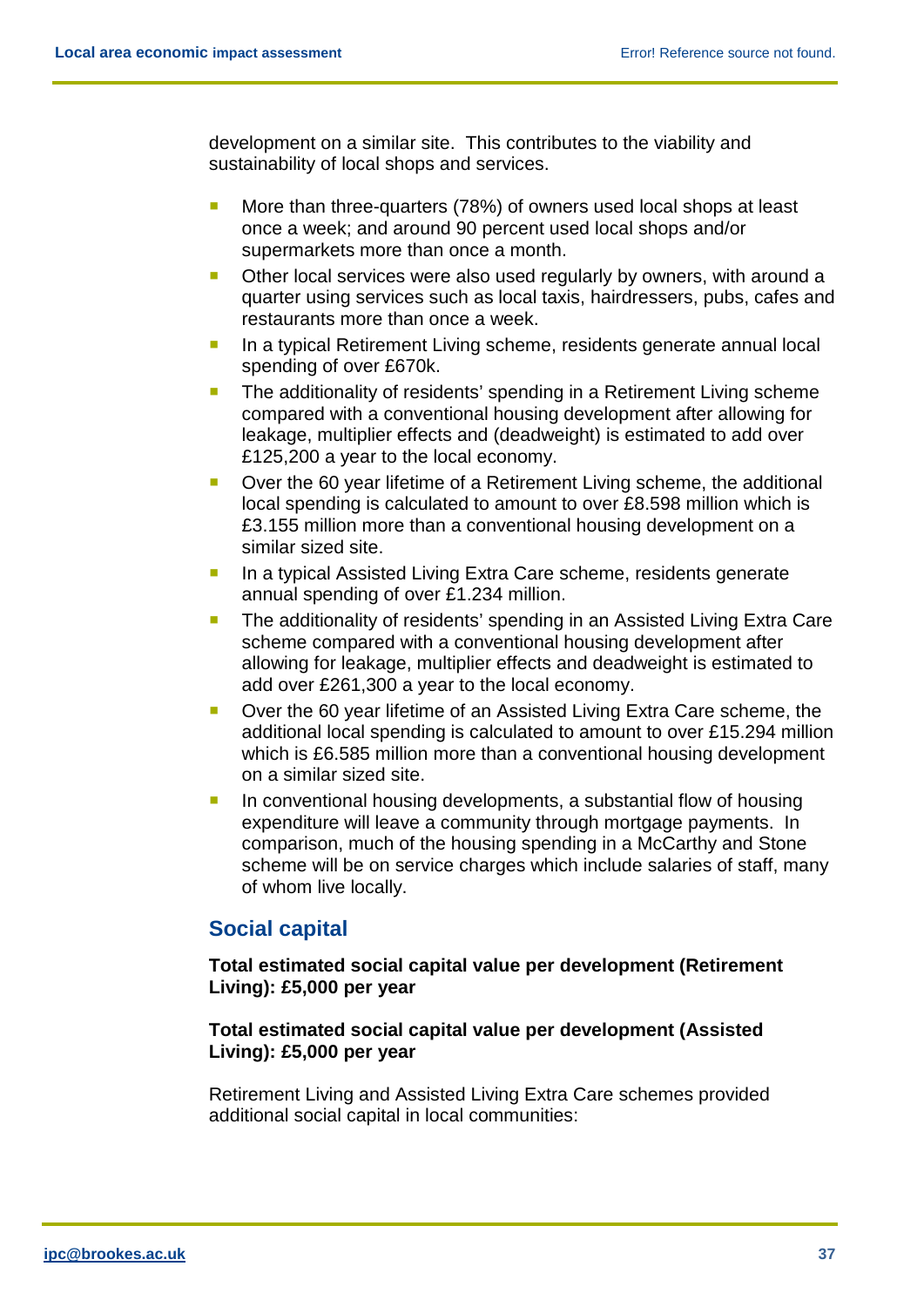development on a similar site. This contributes to the viability and sustainability of local shops and services.

- More than three-quarters (78%) of owners used local shops at least once a week; and around 90 percent used local shops and/or supermarkets more than once a month.
- Other local services were also used regularly by owners, with around a quarter using services such as local taxis, hairdressers, pubs, cafes and restaurants more than once a week.
- In a typical Retirement Living scheme, residents generate annual local spending of over £670k.
- The additionality of residents' spending in a Retirement Living scheme compared with a conventional housing development after allowing for leakage, multiplier effects and (deadweight) is estimated to add over £125,200 a year to the local economy.
- Over the 60 year lifetime of a Retirement Living scheme, the additional local spending is calculated to amount to over £8.598 million which is £3.155 million more than a conventional housing development on a similar sized site.
- In a typical Assisted Living Extra Care scheme, residents generate annual spending of over £1.234 million.
- The additionality of residents' spending in an Assisted Living Extra Care scheme compared with a conventional housing development after allowing for leakage, multiplier effects and deadweight is estimated to add over £261,300 a year to the local economy.
- Over the 60 year lifetime of an Assisted Living Extra Care scheme, the additional local spending is calculated to amount to over £15.294 million which is £6.585 million more than a conventional housing development on a similar sized site.
- In conventional housing developments, a substantial flow of housing expenditure will leave a community through mortgage payments. In comparison, much of the housing spending in a McCarthy and Stone scheme will be on service charges which include salaries of staff, many of whom live locally.

## Social capital

**Total estimated social capital value per development (Retirement Living): £5,000 per year**

**Total estimated social capital value per development (Assisted Living): £5,000 per year**

Retirement Living and Assisted Living Extra Care schemes provided additional social capital in local communities: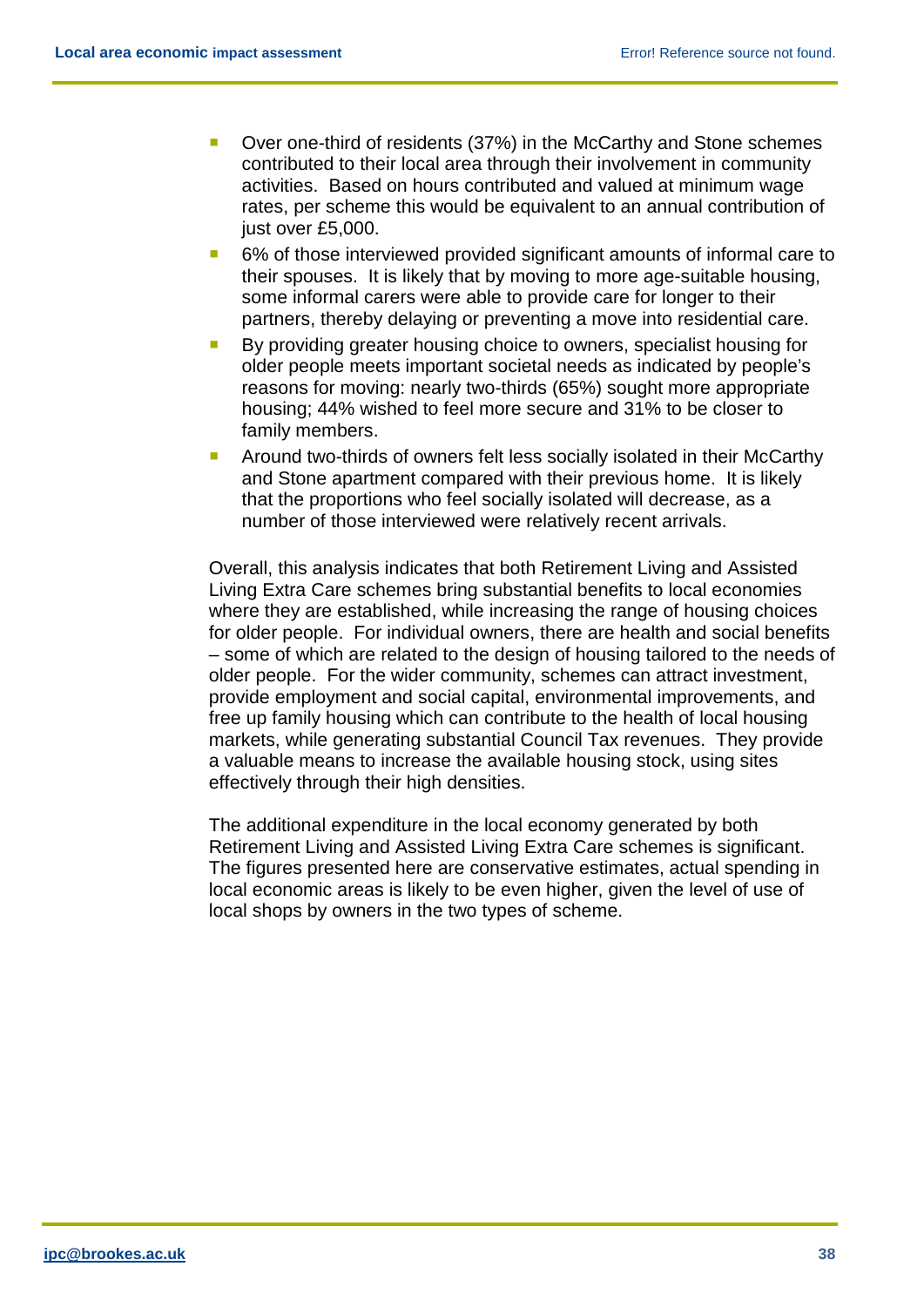- Over one-third of residents (37%) in the McCarthy and Stone schemes contributed to their local area through their involvement in community activities. Based on hours contributed and valued at minimum wage rates, per scheme this would be equivalent to an annual contribution of just over £5,000.
- 6% of those interviewed provided significant amounts of informal care to their spouses. It is likely that by moving to more age-suitable housing, some informal carers were able to provide care for longer to their partners, thereby delaying or preventing a move into residential care.
- By providing greater housing choice to owners, specialist housing for older people meets important societal needs as indicated by people's reasons for moving: nearly two-thirds (65%) sought more appropriate housing; 44% wished to feel more secure and 31% to be closer to family members.
- Around two-thirds of owners felt less socially isolated in their McCarthy and Stone apartment compared with their previous home. It is likely that the proportions who feel socially isolated will decrease, as a number of those interviewed were relatively recent arrivals.

Overall, this analysis indicates that both Retirement Living and Assisted Living Extra Care schemes bring substantial benefits to local economies where they are established, while increasing the range of housing choices for older people. For individual owners, there are health and social benefits – some of which are related to the design of housing tailored to the needs of older people. For the wider community, schemes can attract investment, provide employment and social capital, environmental improvements, and free up family housing which can contribute to the health of local housing markets, while generating substantial Council Tax revenues. They provide a valuable means to increase the available housing stock, using sites effectively through their high densities.

The additional expenditure in the local economy generated by both Retirement Living and Assisted Living Extra Care schemes is significant. The figures presented here are conservative estimates, actual spending in local economic areas is likely to be even higher, given the level of use of local shops by owners in the two types of scheme.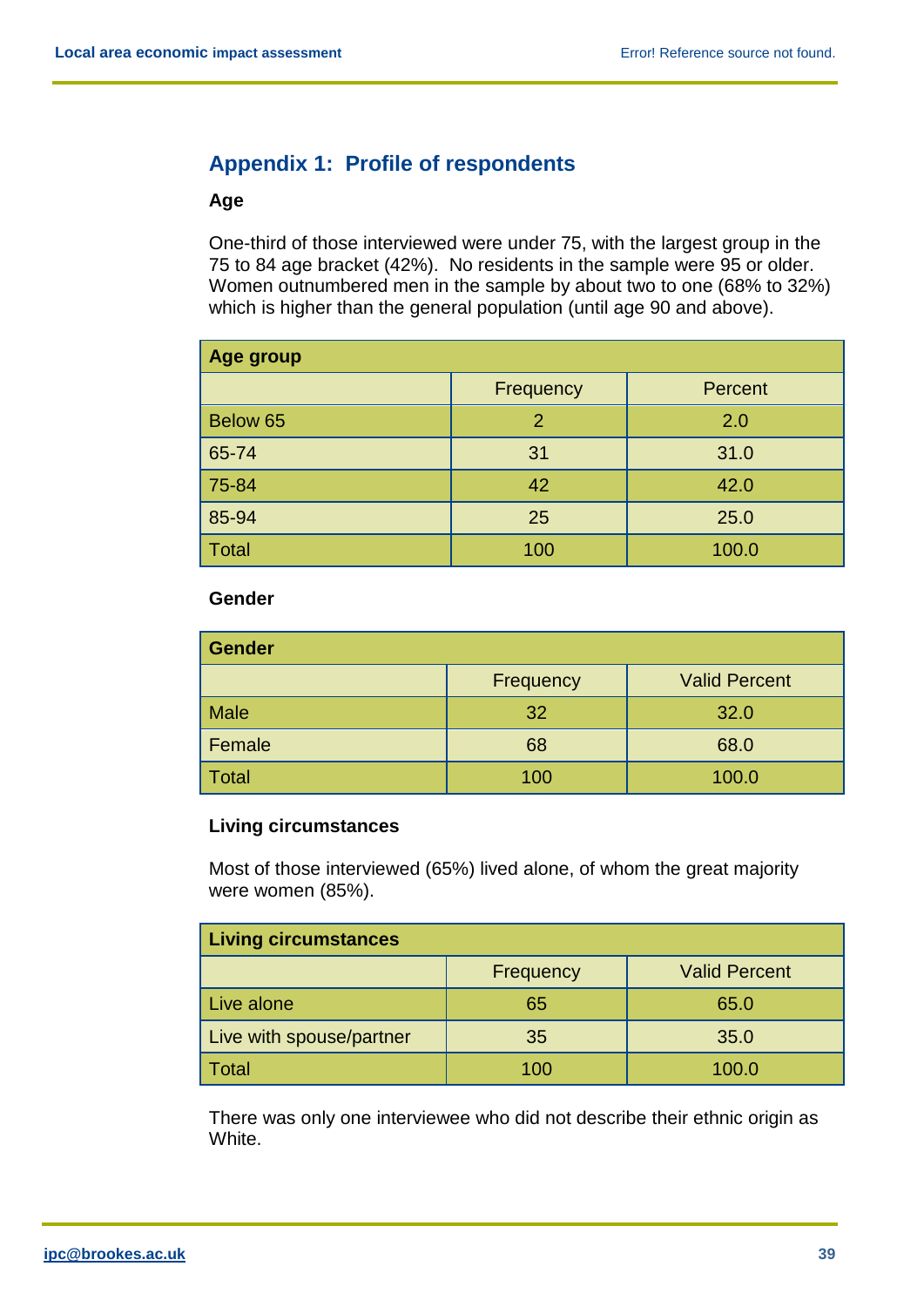## Appendix 1: Profile of respondents

**Age**

One-third of those interviewed were under 75, with the largest group in the 75 to 84 age bracket (42%). No residents in the sample were 95 or older. Women outnumbered men in the sample by about two to one (68% to 32%) which is higher than the general population (until age 90 and above).

| Age group | | |
|---|---|---|
| | Frequency | Percent |
| Below 65 | 2 | 2.0 |
| 65-74 | 31 | 31.0 |
| 75-84 | 42 | 42.0 |
| 85-94 | 25 | 25.0 |
| Total | 100 | 100.0 |

**Gender**

| Gender | | |
|---|---|---|
| | Frequency | Valid Percent |
| Male | 32 | 32.0 |
| Female | 68 | 68.0 |
| Total | 100 | 100.0 |

**Living circumstances**

Most of those interviewed (65%) lived alone, of whom the great majority were women (85%).

| Living circumstances | | |
|---|---|---|
| | Frequency | Valid Percent |
| Live alone | 65 | 65.0 |
| Live with spouse/partner | 35 | 35.0 |
| Total | 100 | 100.0 |

There was only one interviewee who did not describe their ethnic origin as White.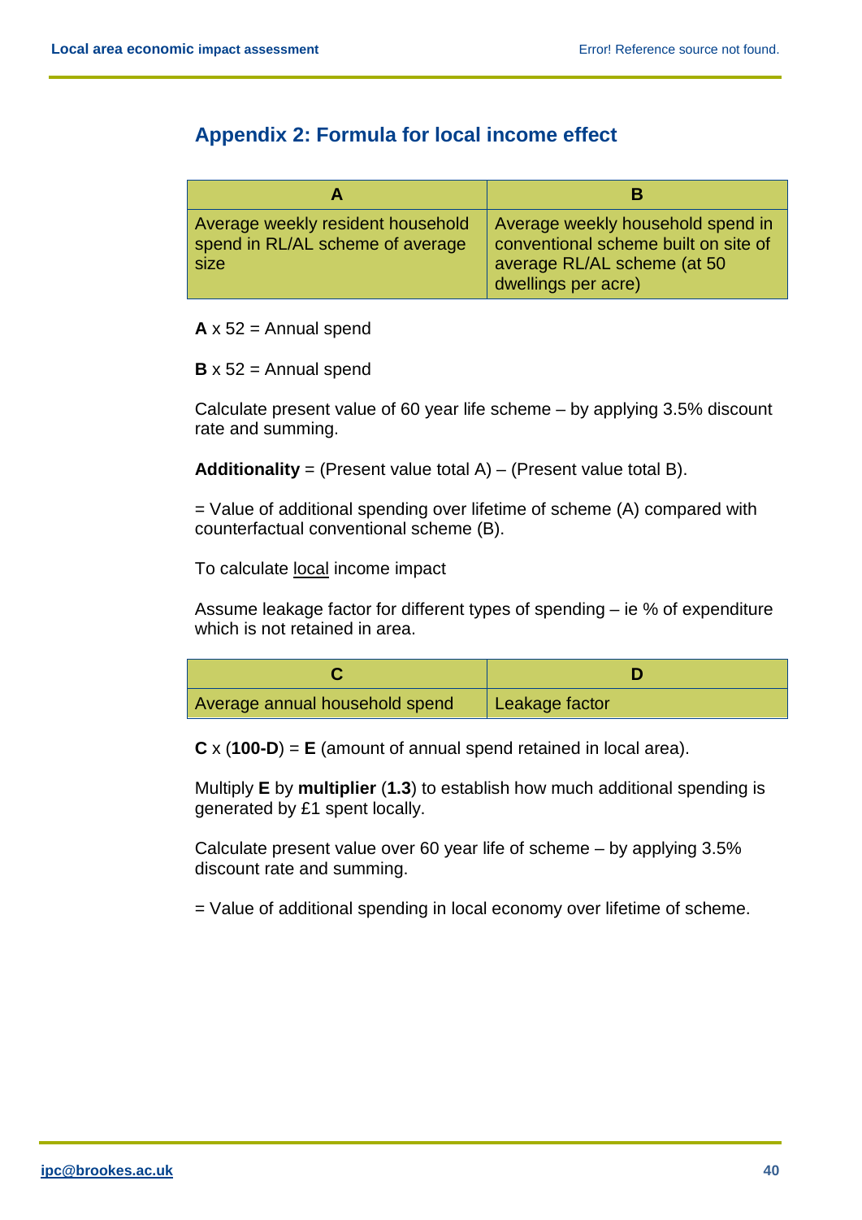## Appendix 2: Formula for local income effect

| A | B |
|---|---|
| Average weekly resident household spend in RL/AL scheme of average size | Average weekly household spend in conventional scheme built on site of average RL/AL scheme (at 50 dwellings per acre) |

**A** x 52 = Annual spend

**B** x 52 = Annual spend

Calculate present value of 60 year life scheme – by applying 3.5% discount rate and summing.

**Additionality** = (Present value total A) – (Present value total B).

= Value of additional spending over lifetime of scheme (A) compared with counterfactual conventional scheme (B).

To calculate <u>local</u> income impact

Assume leakage factor for different types of spending – ie % of expenditure which is not retained in area.

| C | D |
|---|---|
| Average annual household spend | Leakage factor |

**C** x (**100-D**) = **E** (amount of annual spend retained in local area).

Multiply **E** by **multiplier** (**1.3**) to establish how much additional spending is generated by £1 spent locally.

Calculate present value over 60 year life of scheme – by applying 3.5% discount rate and summing.

= Value of additional spending in local economy over lifetime of scheme.